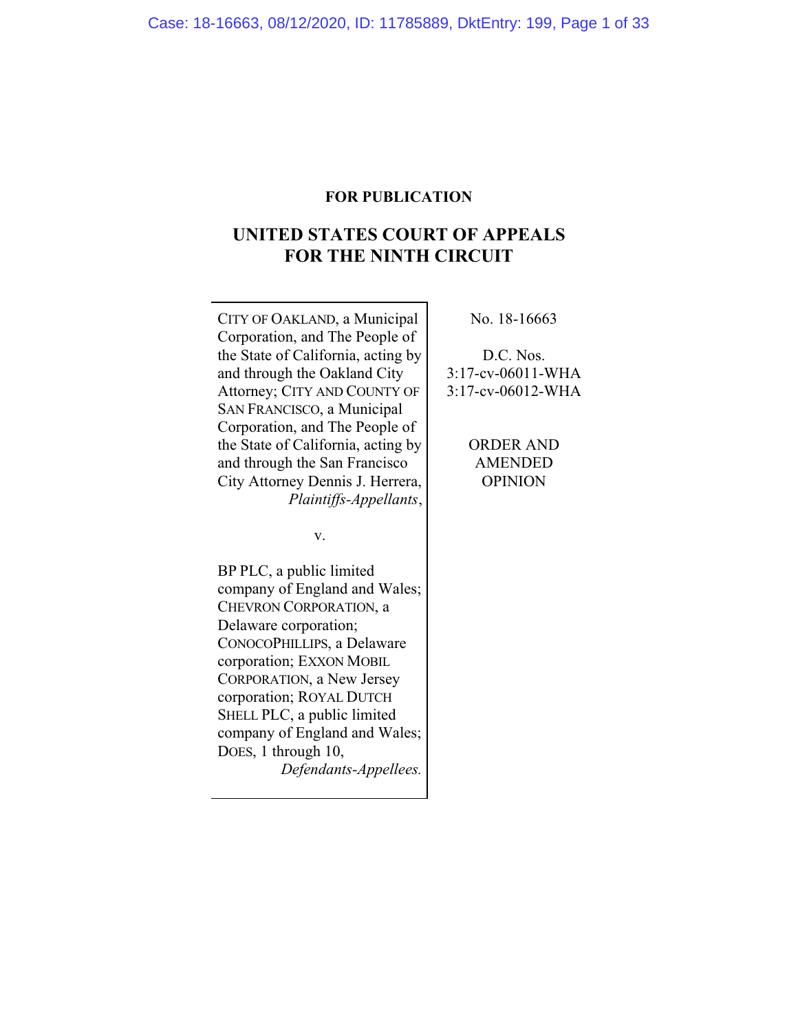**FOR PUBLICATION**

# UNITED STATES COURT OF APPEALS FOR THE NINTH CIRCUIT

CITY OF OAKLAND, a Municipal Corporation, and The People of the State of California, acting by and through the Oakland City Attorney; CITY AND COUNTY OF SAN FRANCISCO, a Municipal Corporation, and The People of the State of California, acting by and through the San Francisco City Attorney Dennis J. Herrera,
*Plaintiffs-Appellants*,

v.

BP PLC, a public limited company of England and Wales; CHEVRON CORPORATION, a Delaware corporation; CONOCOPHILLIPS, a Delaware corporation; EXXON MOBIL CORPORATION, a New Jersey corporation; ROYAL DUTCH SHELL PLC, a public limited company of England and Wales; DOES, 1 through 10,
*Defendants-Appellees.*

No. 18-16663

D.C. Nos.
3:17-cv-06011-WHA
3:17-cv-06012-WHA

ORDER AND AMENDED OPINION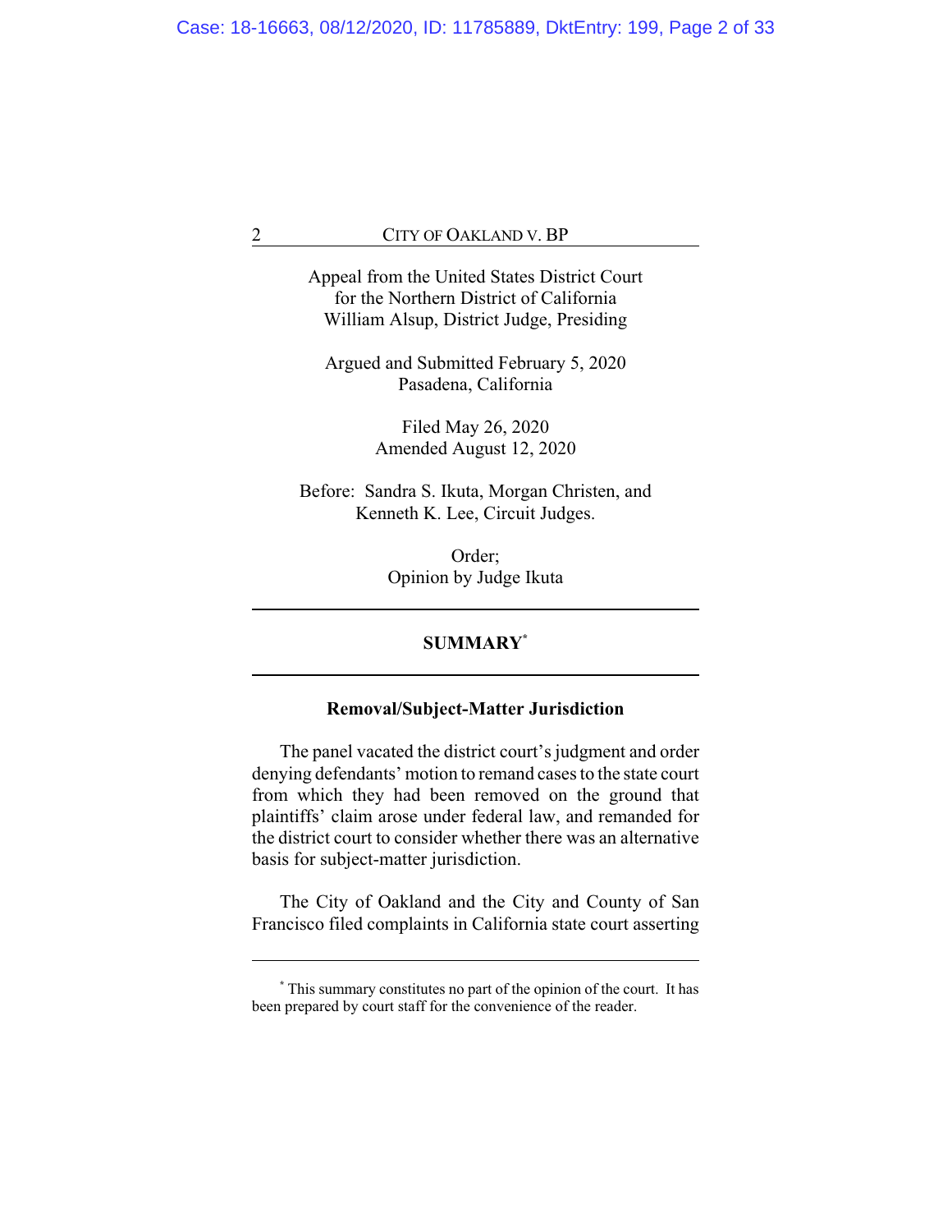Appeal from the United States District Court
for the Northern District of California
William Alsup, District Judge, Presiding

Argued and Submitted February 5, 2020
Pasadena, California

Filed May 26, 2020
Amended August 12, 2020

Before: Sandra S. Ikuta, Morgan Christen, and
Kenneth K. Lee, Circuit Judges.

Order;
Opinion by Judge Ikuta

---

## SUMMARY[*]

---

### Removal/Subject-Matter Jurisdiction

The panel vacated the district court's judgment and order denying defendants' motion to remand cases to the state court from which they had been removed on the ground that plaintiffs' claim arose under federal law, and remanded for the district court to consider whether there was an alternative basis for subject-matter jurisdiction.

The City of Oakland and the City and County of San Francisco filed complaints in California state court asserting

---

[*] This summary constitutes no part of the opinion of the court. It has been prepared by court staff for the convenience of the reader.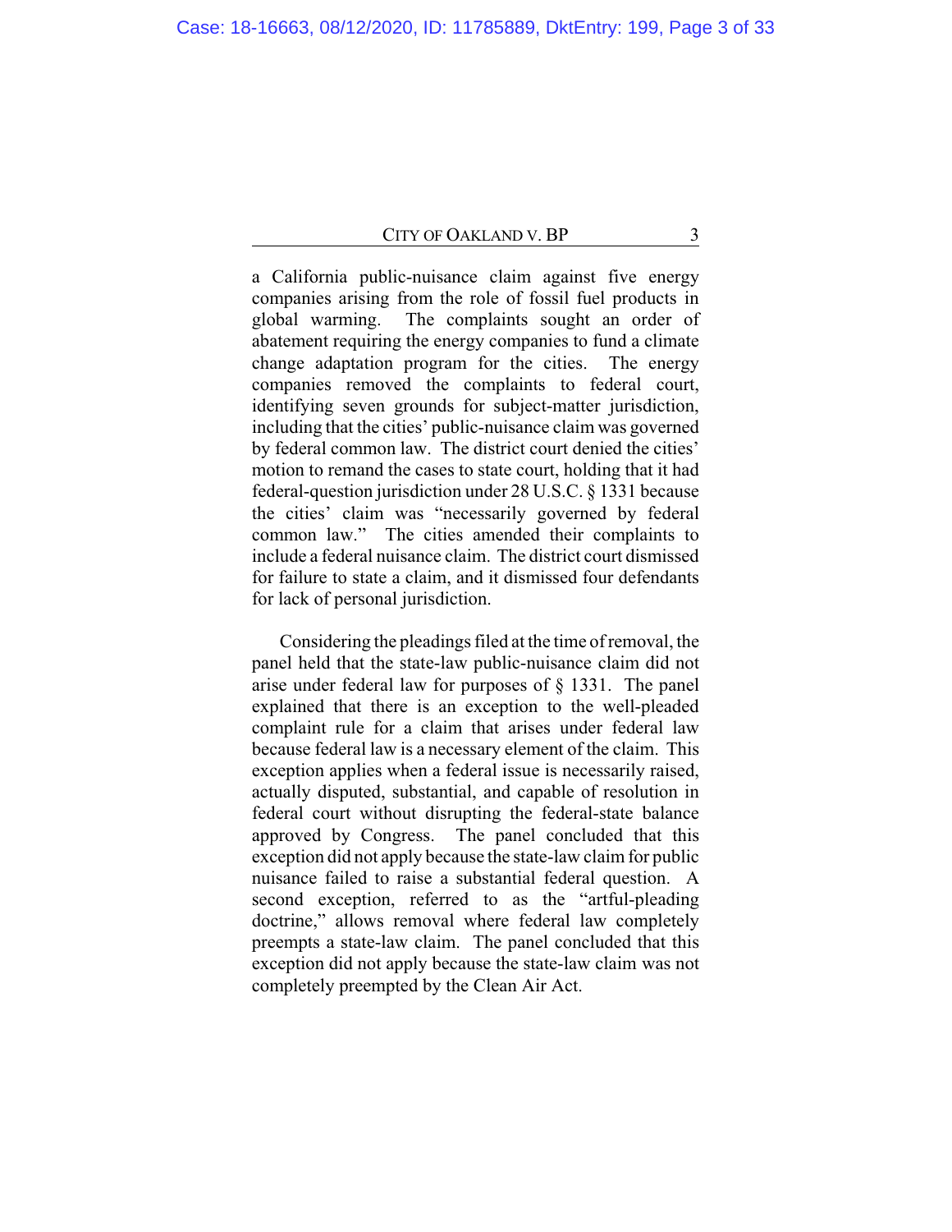a California public-nuisance claim against five energy companies arising from the role of fossil fuel products in global warming. The complaints sought an order of abatement requiring the energy companies to fund a climate change adaptation program for the cities. The energy companies removed the complaints to federal court, identifying seven grounds for subject-matter jurisdiction, including that the cities' public-nuisance claim was governed by federal common law. The district court denied the cities' motion to remand the cases to state court, holding that it had federal-question jurisdiction under 28 U.S.C. § 1331 because the cities' claim was "necessarily governed by federal common law." The cities amended their complaints to include a federal nuisance claim. The district court dismissed for failure to state a claim, and it dismissed four defendants for lack of personal jurisdiction.

Considering the pleadings filed at the time of removal, the panel held that the state-law public-nuisance claim did not arise under federal law for purposes of § 1331. The panel explained that there is an exception to the well-pleaded complaint rule for a claim that arises under federal law because federal law is a necessary element of the claim. This exception applies when a federal issue is necessarily raised, actually disputed, substantial, and capable of resolution in federal court without disrupting the federal-state balance approved by Congress. The panel concluded that this exception did not apply because the state-law claim for public nuisance failed to raise a substantial federal question. A second exception, referred to as the "artful-pleading doctrine," allows removal where federal law completely preempts a state-law claim. The panel concluded that this exception did not apply because the state-law claim was not completely preempted by the Clean Air Act.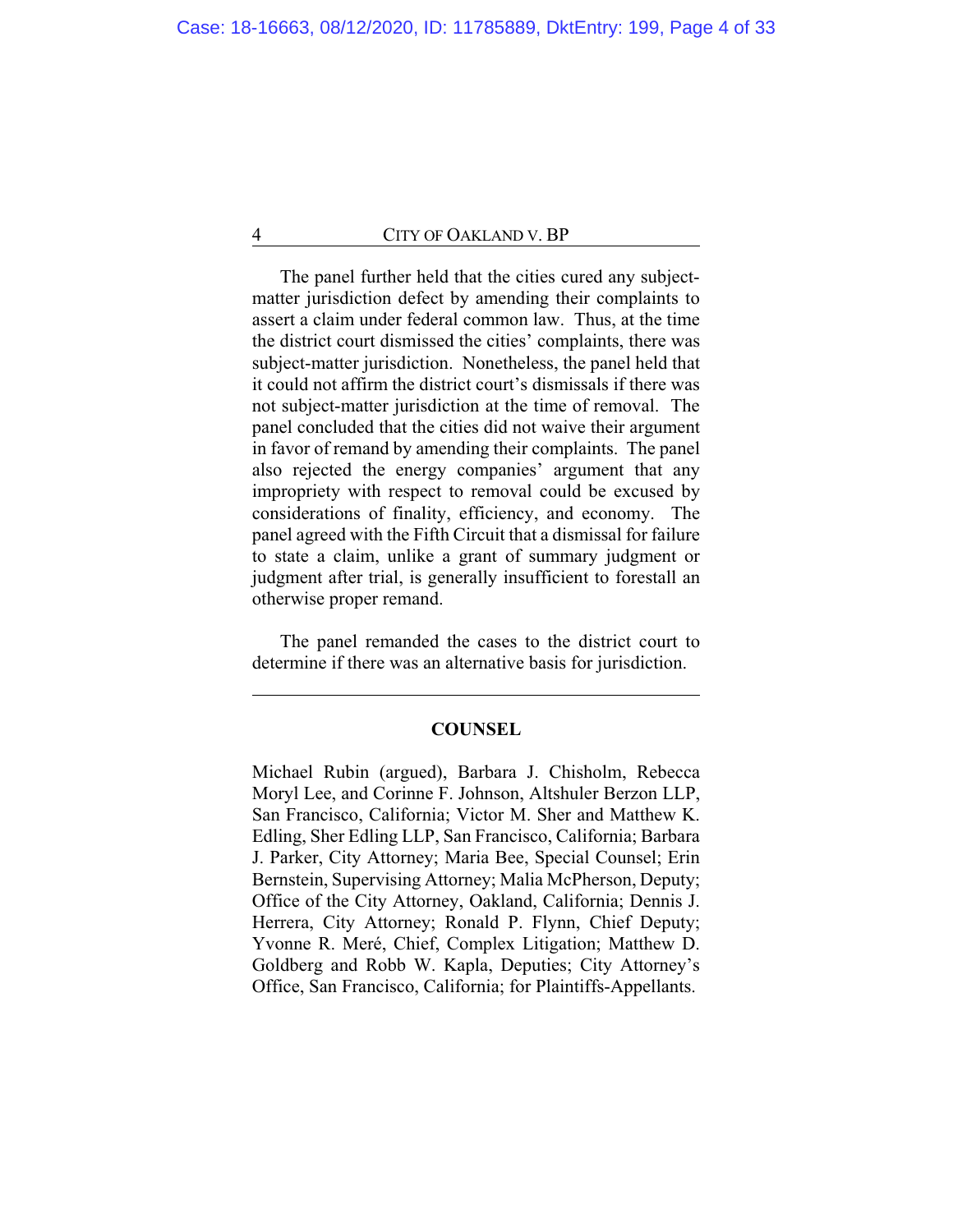The panel further held that the cities cured any subject-matter jurisdiction defect by amending their complaints to assert a claim under federal common law. Thus, at the time the district court dismissed the cities' complaints, there was subject-matter jurisdiction. Nonetheless, the panel held that it could not affirm the district court's dismissals if there was not subject-matter jurisdiction at the time of removal. The panel concluded that the cities did not waive their argument in favor of remand by amending their complaints. The panel also rejected the energy companies' argument that any impropriety with respect to removal could be excused by considerations of finality, efficiency, and economy. The panel agreed with the Fifth Circuit that a dismissal for failure to state a claim, unlike a grant of summary judgment or judgment after trial, is generally insufficient to forestall an otherwise proper remand.

The panel remanded the cases to the district court to determine if there was an alternative basis for jurisdiction.

---

## COUNSEL

Michael Rubin (argued), Barbara J. Chisholm, Rebecca Moryl Lee, and Corinne F. Johnson, Altshuler Berzon LLP, San Francisco, California; Victor M. Sher and Matthew K. Edling, Sher Edling LLP, San Francisco, California; Barbara J. Parker, City Attorney; Maria Bee, Special Counsel; Erin Bernstein, Supervising Attorney; Malia McPherson, Deputy; Office of the City Attorney, Oakland, California; Dennis J. Herrera, City Attorney; Ronald P. Flynn, Chief Deputy; Yvonne R. Meré, Chief, Complex Litigation; Matthew D. Goldberg and Robb W. Kapla, Deputies; City Attorney's Office, San Francisco, California; for Plaintiffs-Appellants.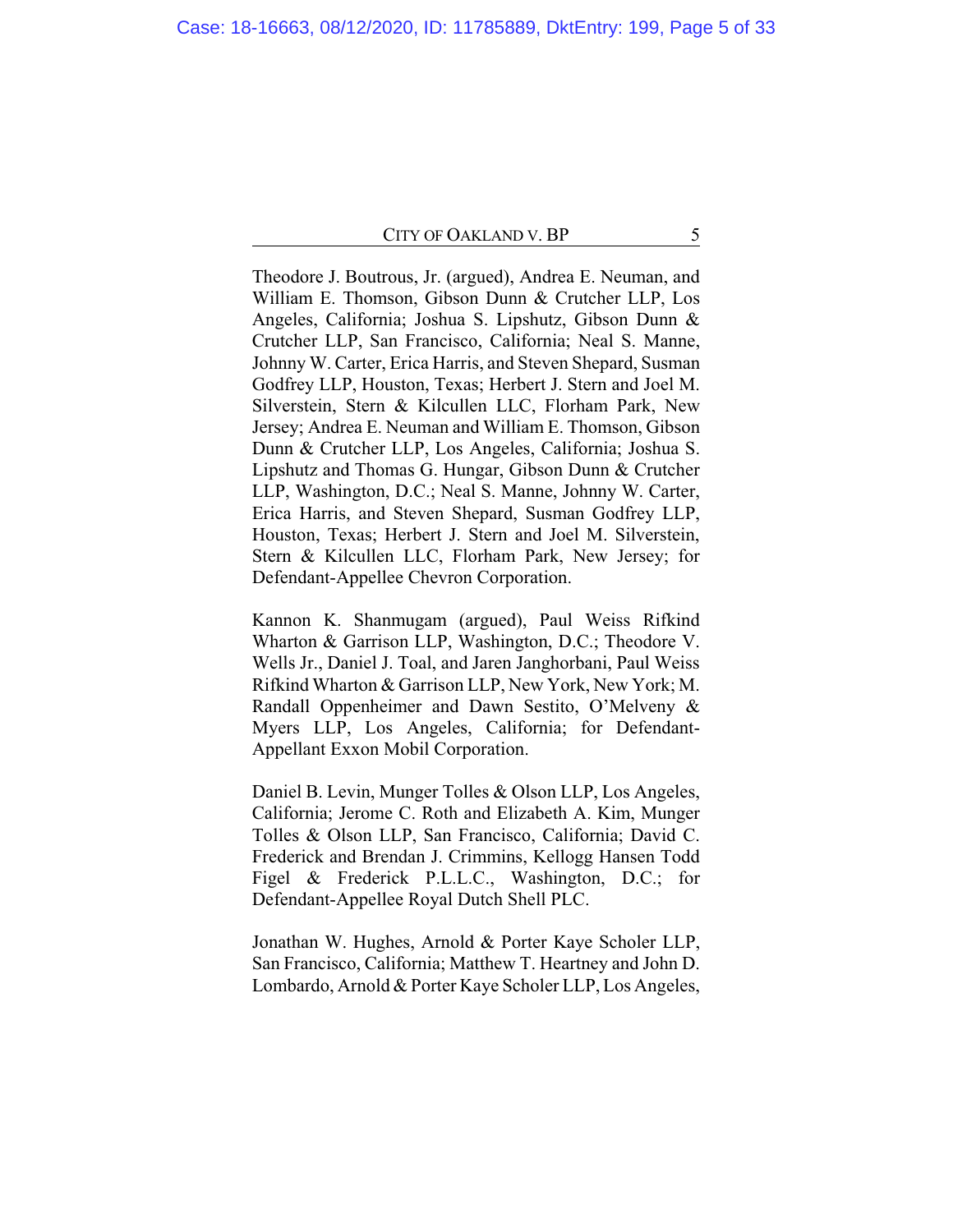Theodore J. Boutrous, Jr. (argued), Andrea E. Neuman, and William E. Thomson, Gibson Dunn & Crutcher LLP, Los Angeles, California; Joshua S. Lipshutz, Gibson Dunn & Crutcher LLP, San Francisco, California; Neal S. Manne, Johnny W. Carter, Erica Harris, and Steven Shepard, Susman Godfrey LLP, Houston, Texas; Herbert J. Stern and Joel M. Silverstein, Stern & Kilcullen LLC, Florham Park, New Jersey; Andrea E. Neuman and William E. Thomson, Gibson Dunn & Crutcher LLP, Los Angeles, California; Joshua S. Lipshutz and Thomas G. Hungar, Gibson Dunn & Crutcher LLP, Washington, D.C.; Neal S. Manne, Johnny W. Carter, Erica Harris, and Steven Shepard, Susman Godfrey LLP, Houston, Texas; Herbert J. Stern and Joel M. Silverstein, Stern & Kilcullen LLC, Florham Park, New Jersey; for Defendant-Appellee Chevron Corporation.

Kannon K. Shanmugam (argued), Paul Weiss Rifkind Wharton & Garrison LLP, Washington, D.C.; Theodore V. Wells Jr., Daniel J. Toal, and Jaren Janghorbani, Paul Weiss Rifkind Wharton & Garrison LLP, New York, New York; M. Randall Oppenheimer and Dawn Sestito, O'Melveny & Myers LLP, Los Angeles, California; for Defendant-Appellant Exxon Mobil Corporation.

Daniel B. Levin, Munger Tolles & Olson LLP, Los Angeles, California; Jerome C. Roth and Elizabeth A. Kim, Munger Tolles & Olson LLP, San Francisco, California; David C. Frederick and Brendan J. Crimmins, Kellogg Hansen Todd Figel & Frederick P.L.L.C., Washington, D.C.; for Defendant-Appellee Royal Dutch Shell PLC.

Jonathan W. Hughes, Arnold & Porter Kaye Scholer LLP, San Francisco, California; Matthew T. Heartney and John D. Lombardo, Arnold & Porter Kaye Scholer LLP, Los Angeles,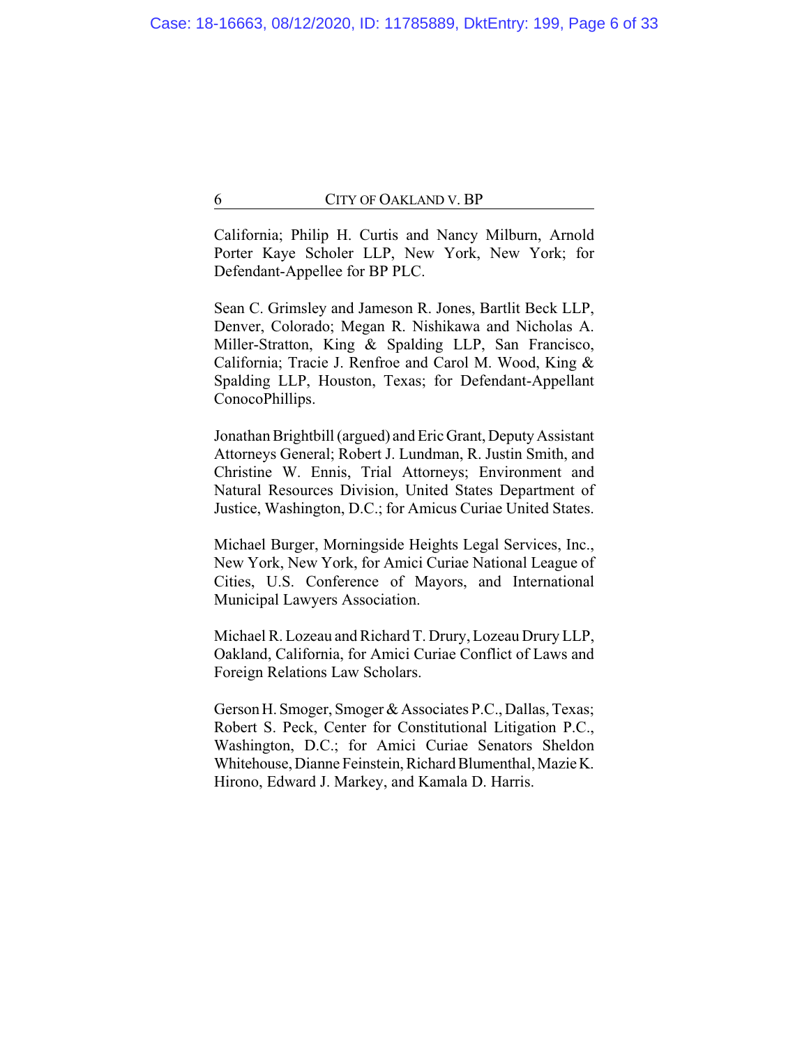California; Philip H. Curtis and Nancy Milburn, Arnold Porter Kaye Scholer LLP, New York, New York; for Defendant-Appellee for BP PLC.

Sean C. Grimsley and Jameson R. Jones, Bartlit Beck LLP, Denver, Colorado; Megan R. Nishikawa and Nicholas A. Miller-Stratton, King & Spalding LLP, San Francisco, California; Tracie J. Renfroe and Carol M. Wood, King & Spalding LLP, Houston, Texas; for Defendant-Appellant ConocoPhillips.

Jonathan Brightbill (argued) and Eric Grant, Deputy Assistant Attorneys General; Robert J. Lundman, R. Justin Smith, and Christine W. Ennis, Trial Attorneys; Environment and Natural Resources Division, United States Department of Justice, Washington, D.C.; for Amicus Curiae United States.

Michael Burger, Morningside Heights Legal Services, Inc., New York, New York, for Amici Curiae National League of Cities, U.S. Conference of Mayors, and International Municipal Lawyers Association.

Michael R. Lozeau and Richard T. Drury, Lozeau Drury LLP, Oakland, California, for Amici Curiae Conflict of Laws and Foreign Relations Law Scholars.

Gerson H. Smoger, Smoger & Associates P.C., Dallas, Texas; Robert S. Peck, Center for Constitutional Litigation P.C., Washington, D.C.; for Amici Curiae Senators Sheldon Whitehouse, Dianne Feinstein, Richard Blumenthal, Mazie K. Hirono, Edward J. Markey, and Kamala D. Harris.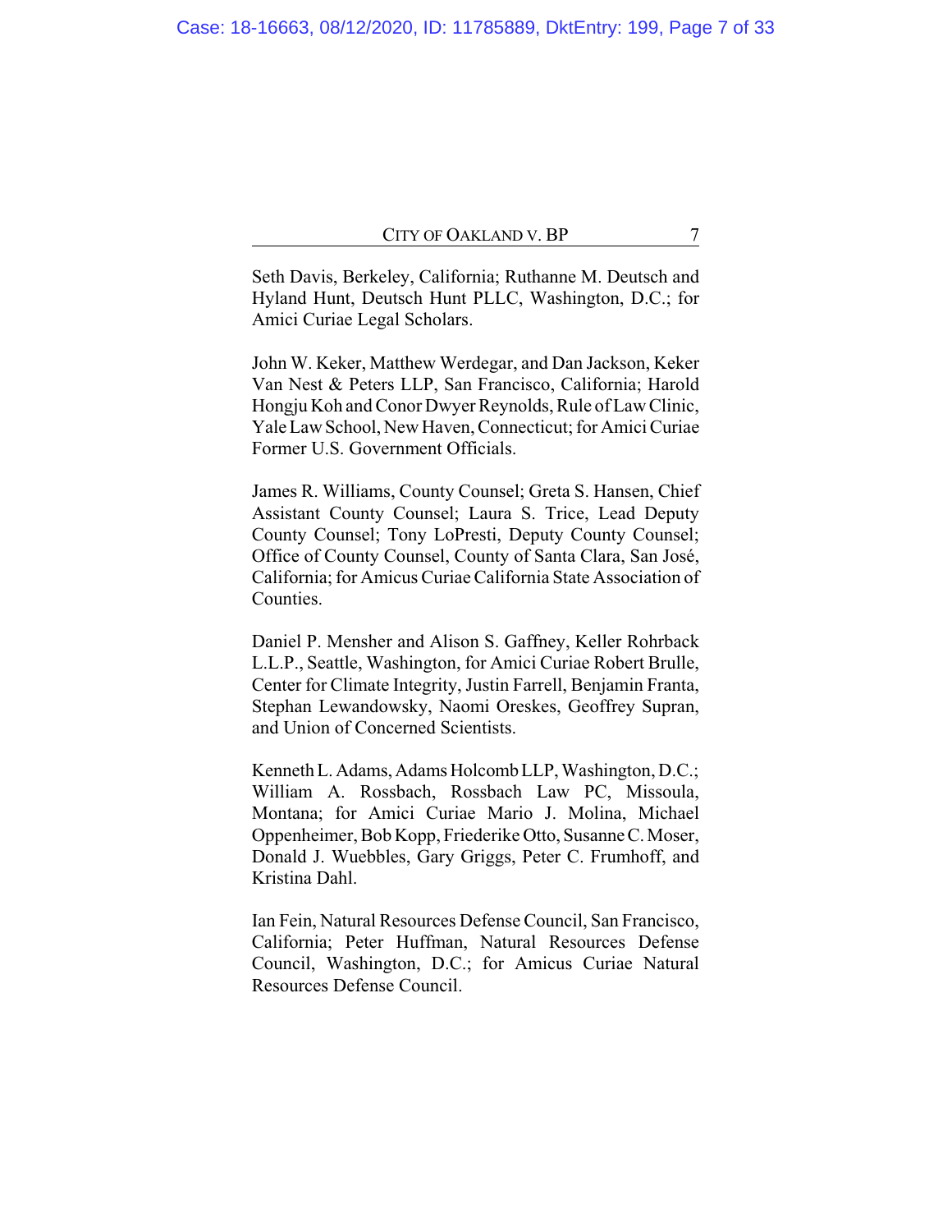Seth Davis, Berkeley, California; Ruthanne M. Deutsch and Hyland Hunt, Deutsch Hunt PLLC, Washington, D.C.; for Amici Curiae Legal Scholars.

John W. Keker, Matthew Werdegar, and Dan Jackson, Keker Van Nest & Peters LLP, San Francisco, California; Harold Hongju Koh and Conor Dwyer Reynolds, Rule of Law Clinic, Yale Law School, New Haven, Connecticut; for Amici Curiae Former U.S. Government Officials.

James R. Williams, County Counsel; Greta S. Hansen, Chief Assistant County Counsel; Laura S. Trice, Lead Deputy County Counsel; Tony LoPresti, Deputy County Counsel; Office of County Counsel, County of Santa Clara, San José, California; for Amicus Curiae California State Association of Counties.

Daniel P. Mensher and Alison S. Gaffney, Keller Rohrback L.L.P., Seattle, Washington, for Amici Curiae Robert Brulle, Center for Climate Integrity, Justin Farrell, Benjamin Franta, Stephan Lewandowsky, Naomi Oreskes, Geoffrey Supran, and Union of Concerned Scientists.

Kenneth L. Adams, Adams Holcomb LLP, Washington, D.C.; William A. Rossbach, Rossbach Law PC, Missoula, Montana; for Amici Curiae Mario J. Molina, Michael Oppenheimer, Bob Kopp, Friederike Otto, Susanne C. Moser, Donald J. Wuebbles, Gary Griggs, Peter C. Frumhoff, and Kristina Dahl.

Ian Fein, Natural Resources Defense Council, San Francisco, California; Peter Huffman, Natural Resources Defense Council, Washington, D.C.; for Amicus Curiae Natural Resources Defense Council.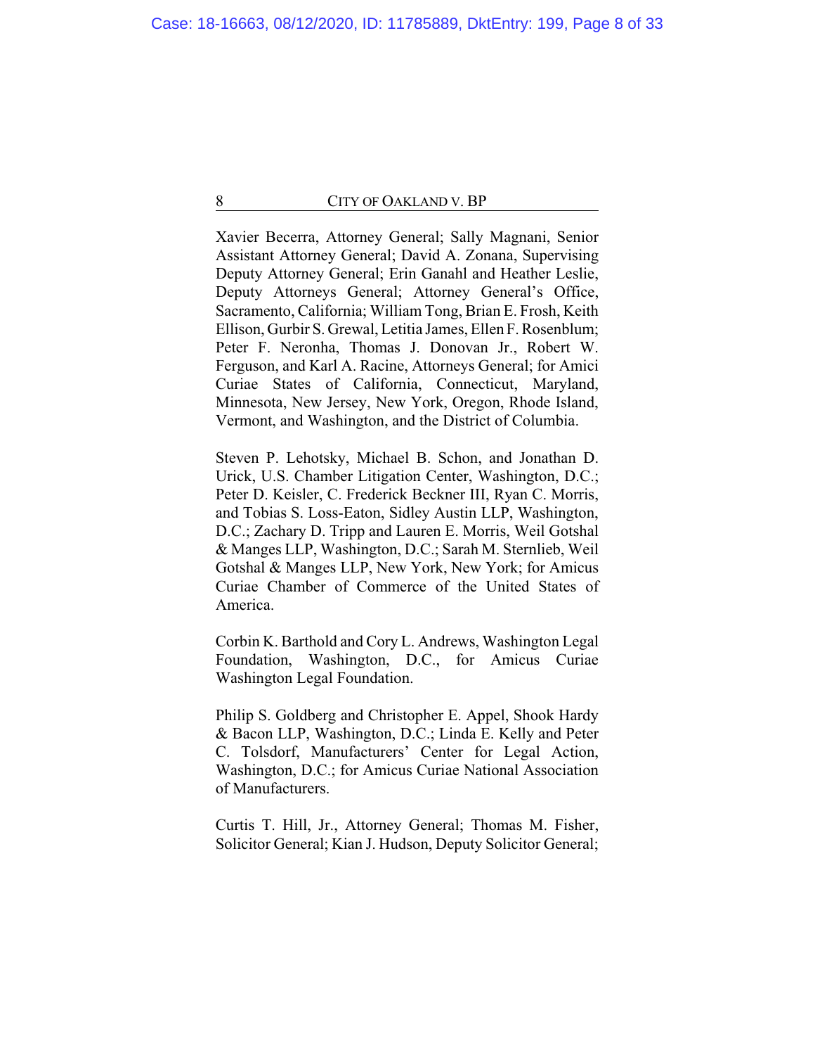Xavier Becerra, Attorney General; Sally Magnani, Senior Assistant Attorney General; David A. Zonana, Supervising Deputy Attorney General; Erin Ganahl and Heather Leslie, Deputy Attorneys General; Attorney General's Office, Sacramento, California; William Tong, Brian E. Frosh, Keith Ellison, Gurbir S. Grewal, Letitia James, Ellen F. Rosenblum; Peter F. Neronha, Thomas J. Donovan Jr., Robert W. Ferguson, and Karl A. Racine, Attorneys General; for Amici Curiae States of California, Connecticut, Maryland, Minnesota, New Jersey, New York, Oregon, Rhode Island, Vermont, and Washington, and the District of Columbia.

Steven P. Lehotsky, Michael B. Schon, and Jonathan D. Urick, U.S. Chamber Litigation Center, Washington, D.C.; Peter D. Keisler, C. Frederick Beckner III, Ryan C. Morris, and Tobias S. Loss-Eaton, Sidley Austin LLP, Washington, D.C.; Zachary D. Tripp and Lauren E. Morris, Weil Gotshal & Manges LLP, Washington, D.C.; Sarah M. Sternlieb, Weil Gotshal & Manges LLP, New York, New York; for Amicus Curiae Chamber of Commerce of the United States of America.

Corbin K. Barthold and Cory L. Andrews, Washington Legal Foundation, Washington, D.C., for Amicus Curiae Washington Legal Foundation.

Philip S. Goldberg and Christopher E. Appel, Shook Hardy & Bacon LLP, Washington, D.C.; Linda E. Kelly and Peter C. Tolsdorf, Manufacturers' Center for Legal Action, Washington, D.C.; for Amicus Curiae National Association of Manufacturers.

Curtis T. Hill, Jr., Attorney General; Thomas M. Fisher, Solicitor General; Kian J. Hudson, Deputy Solicitor General;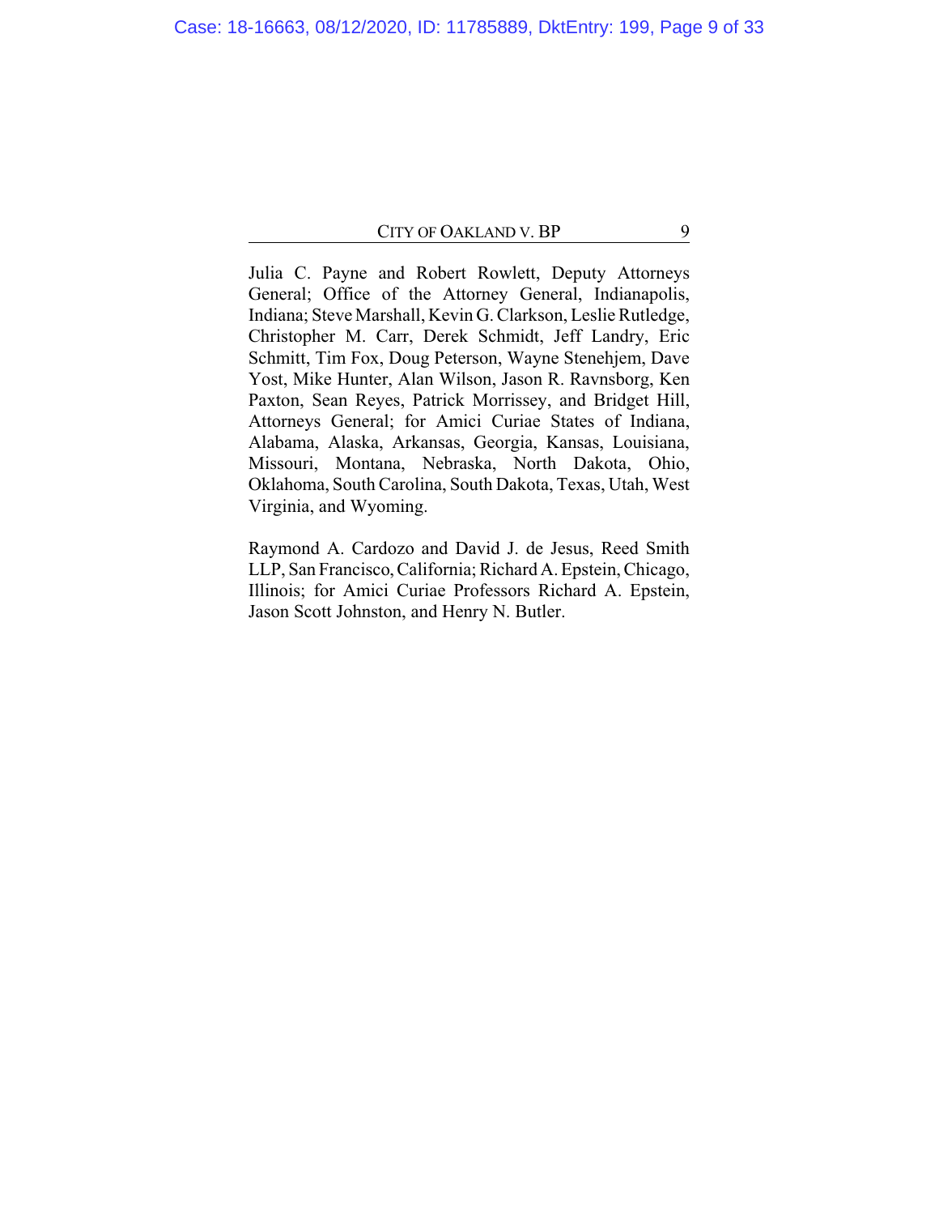Julia C. Payne and Robert Rowlett, Deputy Attorneys General; Office of the Attorney General, Indianapolis, Indiana; Steve Marshall, Kevin G. Clarkson, Leslie Rutledge, Christopher M. Carr, Derek Schmidt, Jeff Landry, Eric Schmitt, Tim Fox, Doug Peterson, Wayne Stenehjem, Dave Yost, Mike Hunter, Alan Wilson, Jason R. Ravnsborg, Ken Paxton, Sean Reyes, Patrick Morrissey, and Bridget Hill, Attorneys General; for Amici Curiae States of Indiana, Alabama, Alaska, Arkansas, Georgia, Kansas, Louisiana, Missouri, Montana, Nebraska, North Dakota, Ohio, Oklahoma, South Carolina, South Dakota, Texas, Utah, West Virginia, and Wyoming.

Raymond A. Cardozo and David J. de Jesus, Reed Smith LLP, San Francisco, California; Richard A. Epstein, Chicago, Illinois; for Amici Curiae Professors Richard A. Epstein, Jason Scott Johnston, and Henry N. Butler.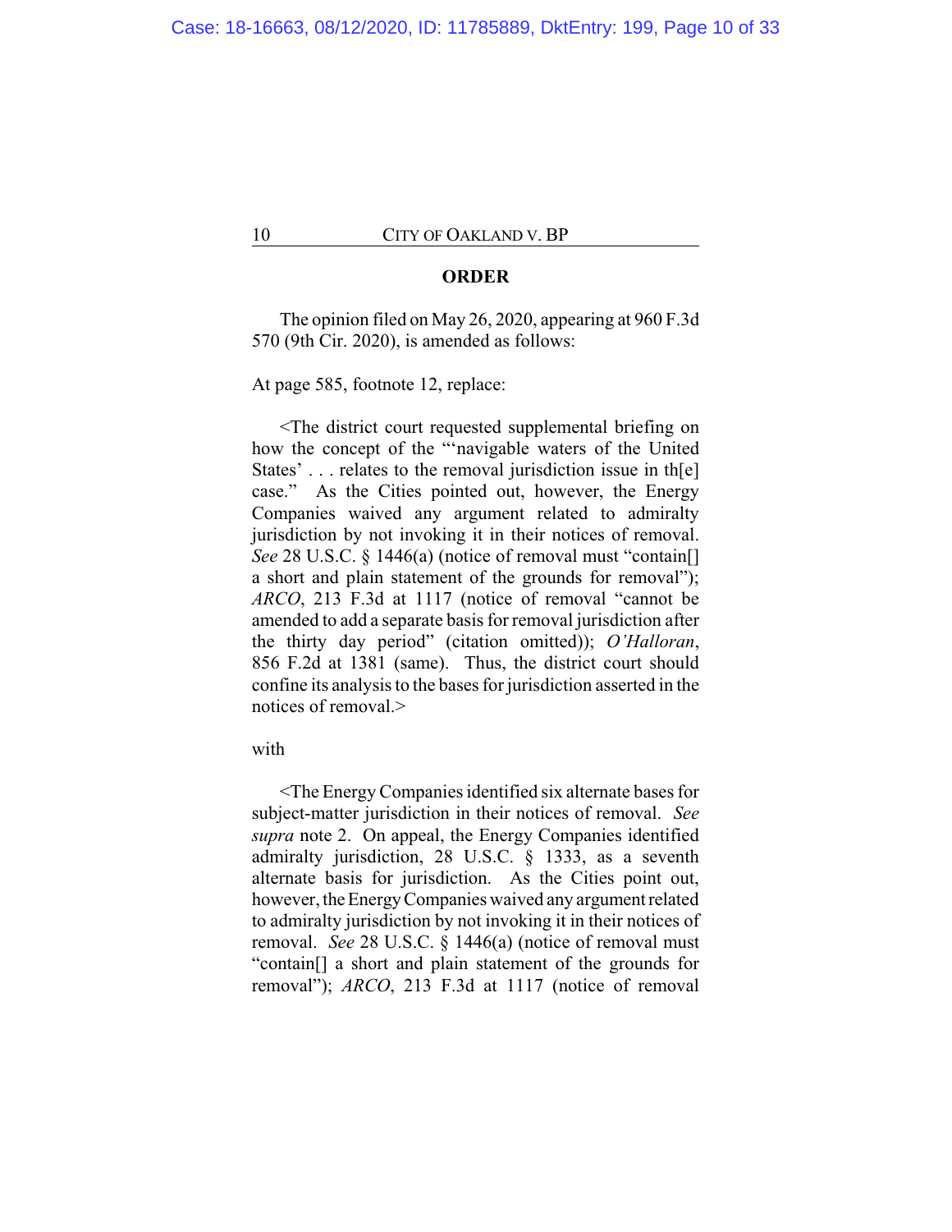**ORDER**

The opinion filed on May 26, 2020, appearing at 960 F.3d 570 (9th Cir. 2020), is amended as follows:

At page 585, footnote 12, replace:

<The district court requested supplemental briefing on how the concept of the "'navigable waters of the United States' . . . relates to the removal jurisdiction issue in th[e] case." As the Cities pointed out, however, the Energy Companies waived any argument related to admiralty jurisdiction by not invoking it in their notices of removal. *See* 28 U.S.C. § 1446(a) (notice of removal must "contain[] a short and plain statement of the grounds for removal"); *ARCO*, 213 F.3d at 1117 (notice of removal "cannot be amended to add a separate basis for removal jurisdiction after the thirty day period" (citation omitted)); *O'Halloran*, 856 F.2d at 1381 (same). Thus, the district court should confine its analysis to the bases for jurisdiction asserted in the notices of removal.>

with

<The Energy Companies identified six alternate bases for subject-matter jurisdiction in their notices of removal. *See supra* note 2. On appeal, the Energy Companies identified admiralty jurisdiction, 28 U.S.C. § 1333, as a seventh alternate basis for jurisdiction. As the Cities point out, however, the Energy Companies waived any argument related to admiralty jurisdiction by not invoking it in their notices of removal. *See* 28 U.S.C. § 1446(a) (notice of removal must "contain[] a short and plain statement of the grounds for removal"); *ARCO*, 213 F.3d at 1117 (notice of removal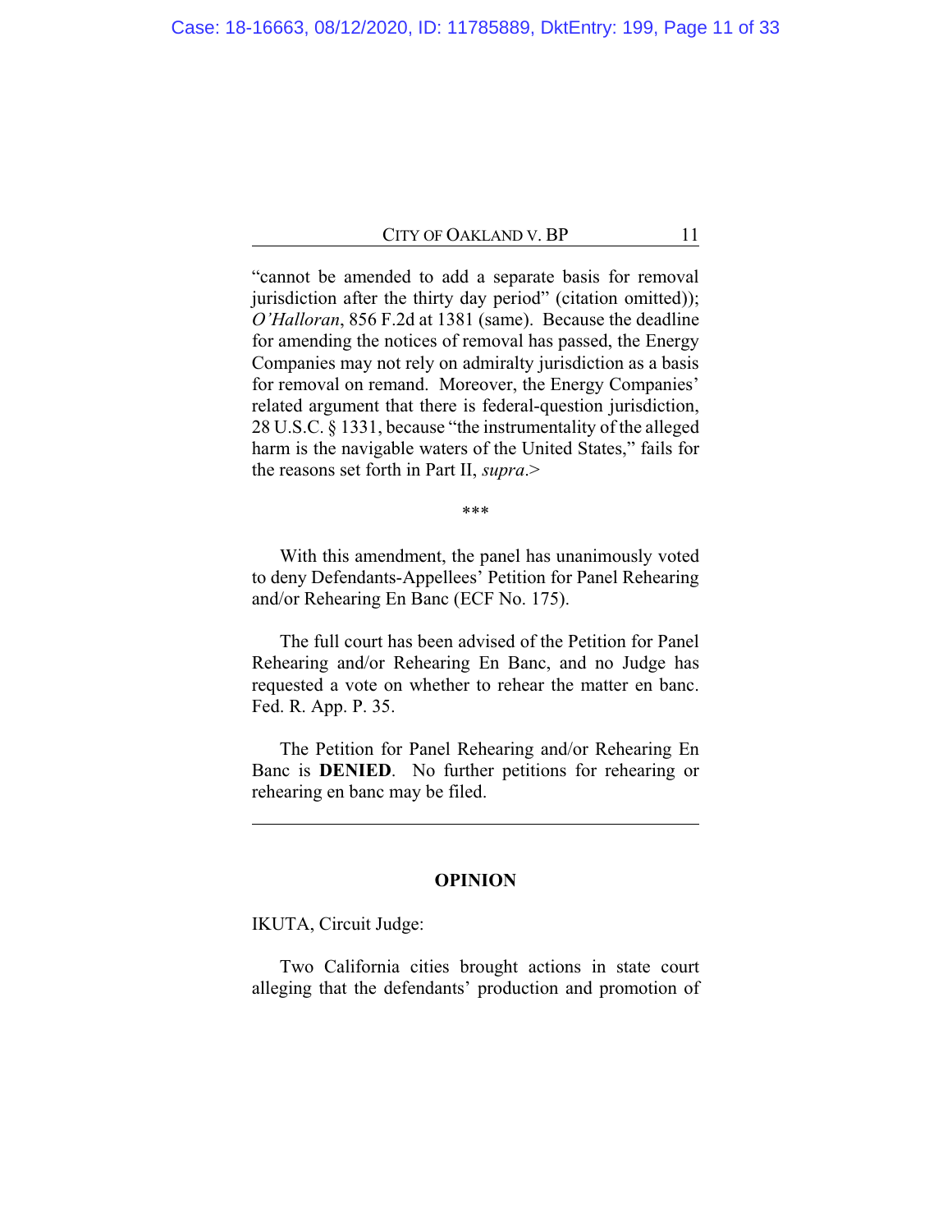"cannot be amended to add a separate basis for removal jurisdiction after the thirty day period" (citation omitted)); *O'Halloran*, 856 F.2d at 1381 (same). Because the deadline for amending the notices of removal has passed, the Energy Companies may not rely on admiralty jurisdiction as a basis for removal on remand. Moreover, the Energy Companies' related argument that there is federal-question jurisdiction, 28 U.S.C. § 1331, because "the instrumentality of the alleged harm is the navigable waters of the United States," fails for the reasons set forth in Part II, *supra*.>

***

With this amendment, the panel has unanimously voted to deny Defendants-Appellees' Petition for Panel Rehearing and/or Rehearing En Banc (ECF No. 175).

The full court has been advised of the Petition for Panel Rehearing and/or Rehearing En Banc, and no Judge has requested a vote on whether to rehear the matter en banc. Fed. R. App. P. 35.

The Petition for Panel Rehearing and/or Rehearing En Banc is **DENIED**. No further petitions for rehearing or rehearing en banc may be filed.

---

## OPINION

IKUTA, Circuit Judge:

Two California cities brought actions in state court alleging that the defendants' production and promotion of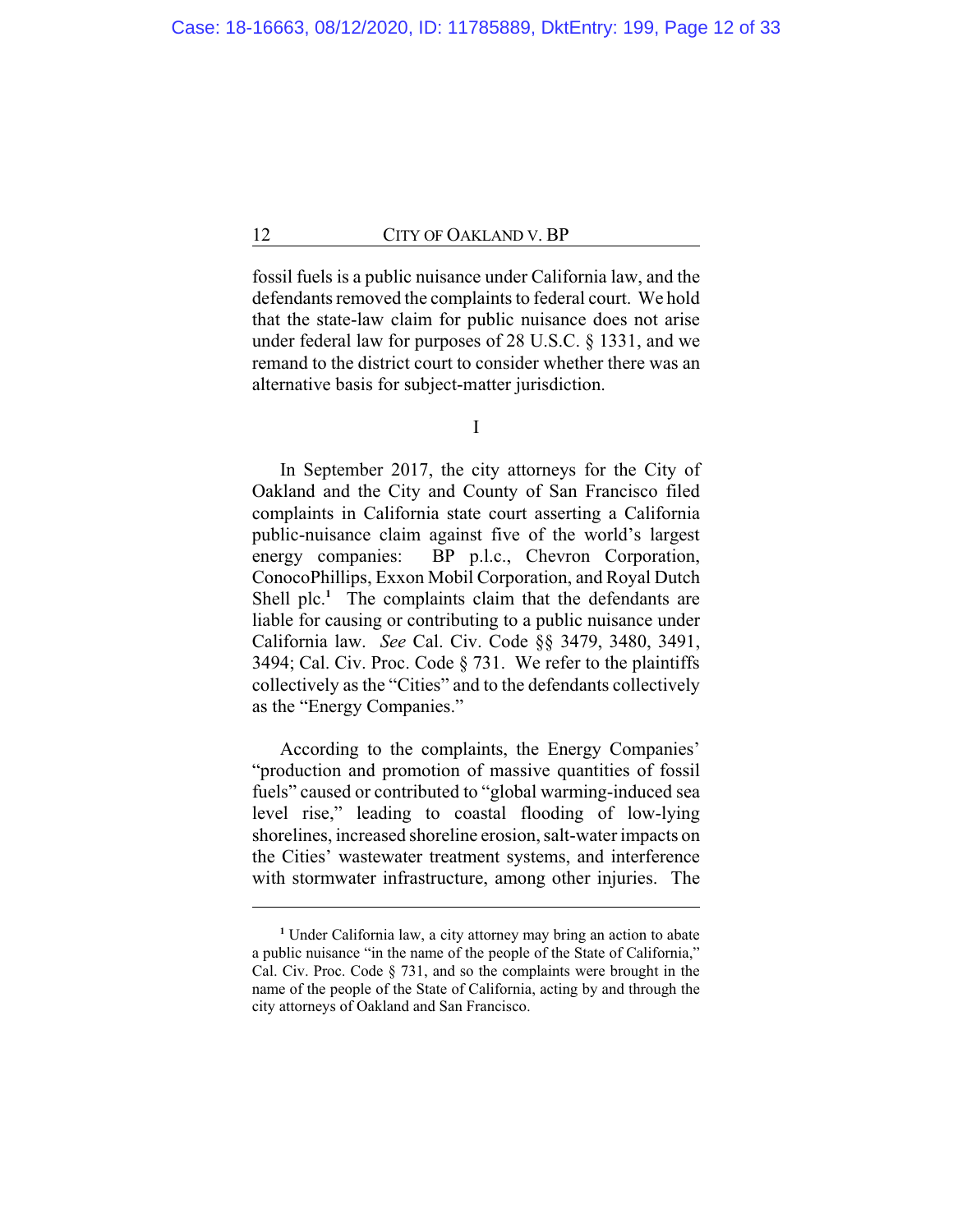fossil fuels is a public nuisance under California law, and the defendants removed the complaints to federal court. We hold that the state-law claim for public nuisance does not arise under federal law for purposes of 28 U.S.C. § 1331, and we remand to the district court to consider whether there was an alternative basis for subject-matter jurisdiction.

## I

In September 2017, the city attorneys for the City of Oakland and the City and County of San Francisco filed complaints in California state court asserting a California public-nuisance claim against five of the world's largest energy companies: BP p.l.c., Chevron Corporation, ConocoPhillips, Exxon Mobil Corporation, and Royal Dutch Shell plc.[1] The complaints claim that the defendants are liable for causing or contributing to a public nuisance under California law. *See* Cal. Civ. Code §§ 3479, 3480, 3491, 3494; Cal. Civ. Proc. Code § 731. We refer to the plaintiffs collectively as the "Cities" and to the defendants collectively as the "Energy Companies."

According to the complaints, the Energy Companies' "production and promotion of massive quantities of fossil fuels" caused or contributed to "global warming-induced sea level rise," leading to coastal flooding of low-lying shorelines, increased shoreline erosion, salt-water impacts on the Cities' wastewater treatment systems, and interference with stormwater infrastructure, among other injuries. The

[1] Under California law, a city attorney may bring an action to abate a public nuisance "in the name of the people of the State of California," Cal. Civ. Proc. Code § 731, and so the complaints were brought in the name of the people of the State of California, acting by and through the city attorneys of Oakland and San Francisco.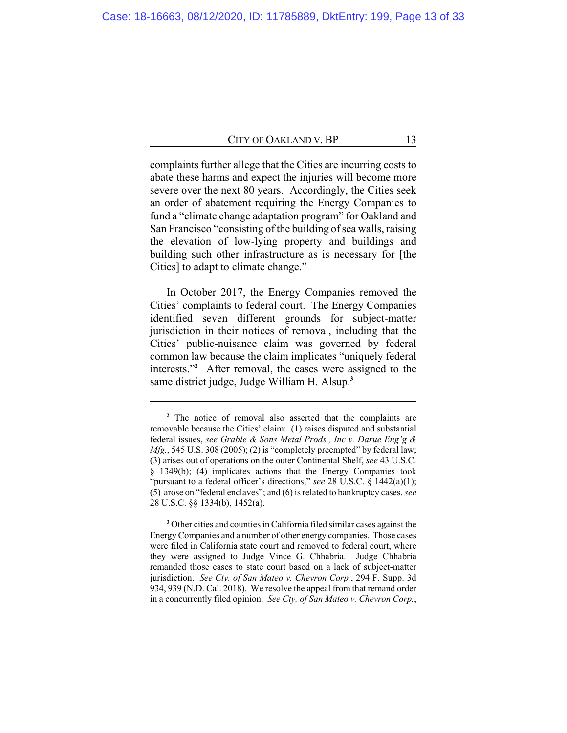complaints further allege that the Cities are incurring costs to abate these harms and expect the injuries will become more severe over the next 80 years. Accordingly, the Cities seek an order of abatement requiring the Energy Companies to fund a "climate change adaptation program" for Oakland and San Francisco "consisting of the building of sea walls, raising the elevation of low-lying property and buildings and building such other infrastructure as is necessary for [the Cities] to adapt to climate change."

In October 2017, the Energy Companies removed the Cities' complaints to federal court. The Energy Companies identified seven different grounds for subject-matter jurisdiction in their notices of removal, including that the Cities' public-nuisance claim was governed by federal common law because the claim implicates "uniquely federal interests."[2] After removal, the cases were assigned to the same district judge, Judge William H. Alsup.[3]

---

[2] The notice of removal also asserted that the complaints are removable because the Cities' claim: (1) raises disputed and substantial federal issues, *see Grable & Sons Metal Prods., Inc v. Darue Eng'g & Mfg.*, 545 U.S. 308 (2005); (2) is "completely preempted" by federal law; (3) arises out of operations on the outer Continental Shelf, *see* 43 U.S.C. § 1349(b); (4) implicates actions that the Energy Companies took "pursuant to a federal officer's directions," *see* 28 U.S.C. § 1442(a)(1); (5) arose on "federal enclaves"; and (6) is related to bankruptcy cases, *see* 28 U.S.C. §§ 1334(b), 1452(a).

[3] Other cities and counties in California filed similar cases against the Energy Companies and a number of other energy companies. Those cases were filed in California state court and removed to federal court, where they were assigned to Judge Vince G. Chhabria. Judge Chhabria remanded those cases to state court based on a lack of subject-matter jurisdiction. *See Cty. of San Mateo v. Chevron Corp.*, 294 F. Supp. 3d 934, 939 (N.D. Cal. 2018). We resolve the appeal from that remand order in a concurrently filed opinion. *See Cty. of San Mateo v. Chevron Corp.*,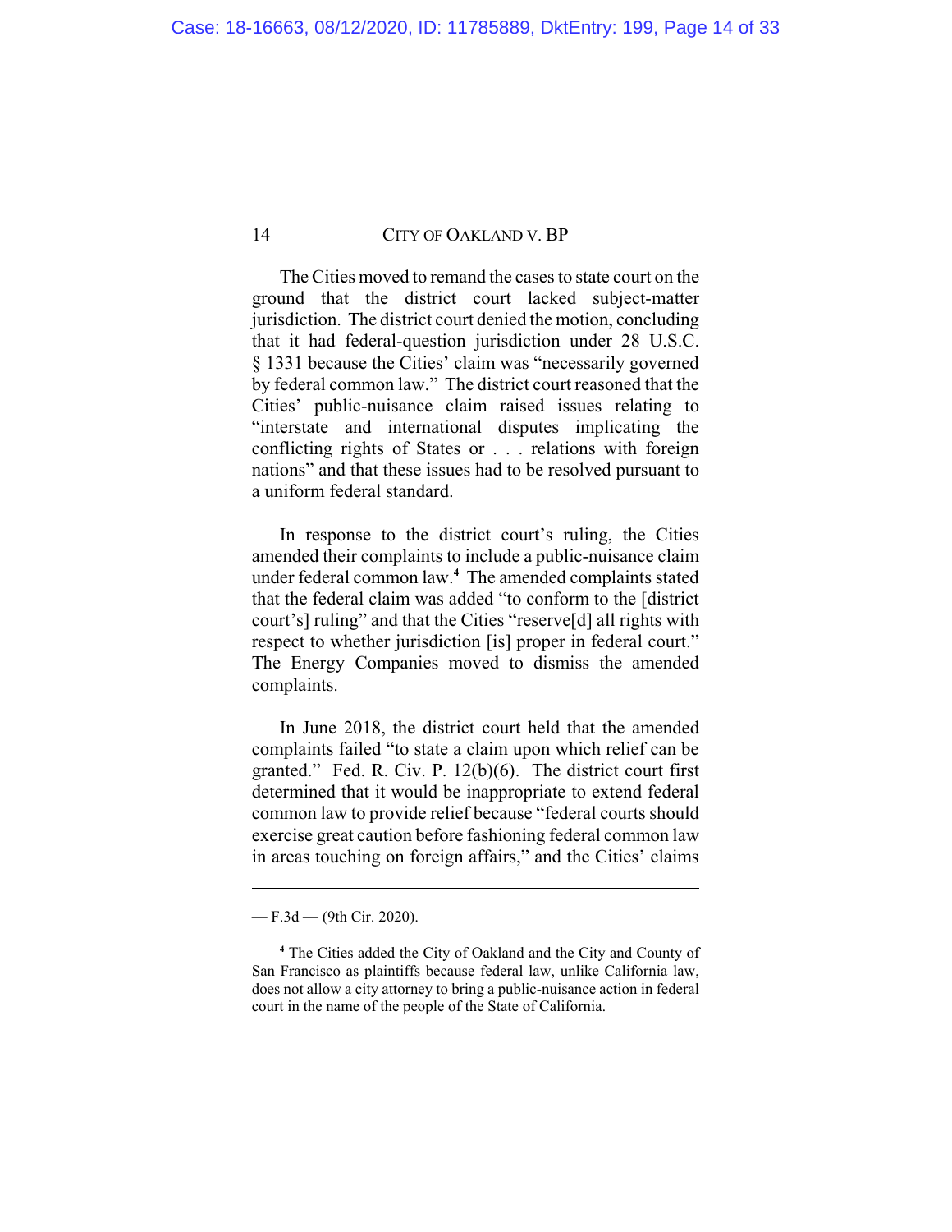The Cities moved to remand the cases to state court on the ground that the district court lacked subject-matter jurisdiction. The district court denied the motion, concluding that it had federal-question jurisdiction under 28 U.S.C. § 1331 because the Cities' claim was "necessarily governed by federal common law." The district court reasoned that the Cities' public-nuisance claim raised issues relating to "interstate and international disputes implicating the conflicting rights of States or . . . relations with foreign nations" and that these issues had to be resolved pursuant to a uniform federal standard.

In response to the district court's ruling, the Cities amended their complaints to include a public-nuisance claim under federal common law.[4] The amended complaints stated that the federal claim was added "to conform to the [district court's] ruling" and that the Cities "reserve[d] all rights with respect to whether jurisdiction [is] proper in federal court." The Energy Companies moved to dismiss the amended complaints.

In June 2018, the district court held that the amended complaints failed "to state a claim upon which relief can be granted." Fed. R. Civ. P. 12(b)(6). The district court first determined that it would be inappropriate to extend federal common law to provide relief because "federal courts should exercise great caution before fashioning federal common law in areas touching on foreign affairs," and the Cities' claims

---

— F.3d — (9th Cir. 2020).

[4] The Cities added the City of Oakland and the City and County of San Francisco as plaintiffs because federal law, unlike California law, does not allow a city attorney to bring a public-nuisance action in federal court in the name of the people of the State of California.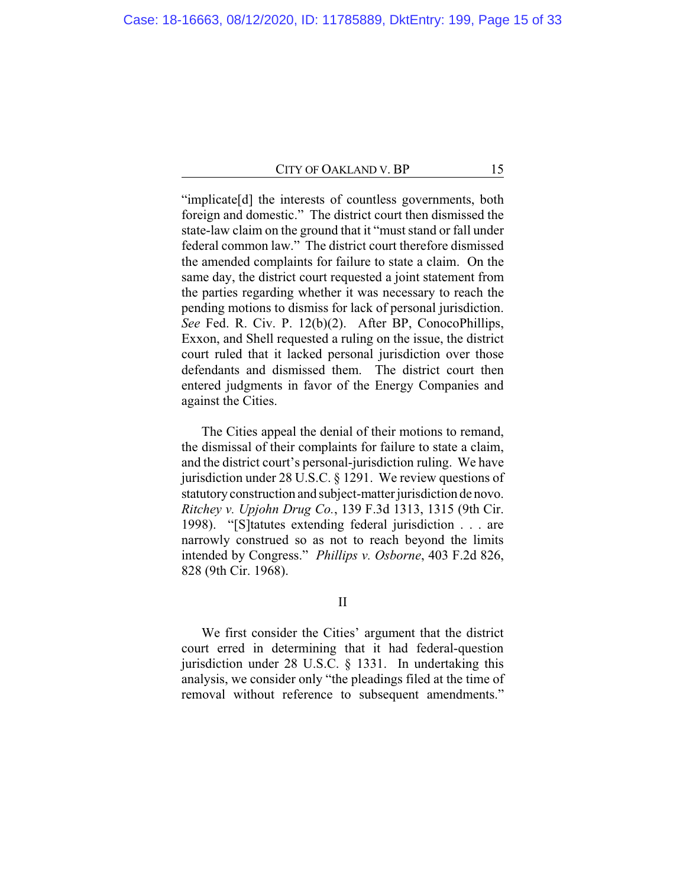"implicate[d] the interests of countless governments, both foreign and domestic." The district court then dismissed the state-law claim on the ground that it "must stand or fall under federal common law." The district court therefore dismissed the amended complaints for failure to state a claim. On the same day, the district court requested a joint statement from the parties regarding whether it was necessary to reach the pending motions to dismiss for lack of personal jurisdiction. *See* Fed. R. Civ. P. 12(b)(2). After BP, ConocoPhillips, Exxon, and Shell requested a ruling on the issue, the district court ruled that it lacked personal jurisdiction over those defendants and dismissed them. The district court then entered judgments in favor of the Energy Companies and against the Cities.

The Cities appeal the denial of their motions to remand, the dismissal of their complaints for failure to state a claim, and the district court's personal-jurisdiction ruling. We have jurisdiction under 28 U.S.C. § 1291. We review questions of statutory construction and subject-matter jurisdiction de novo. *Ritchey v. Upjohn Drug Co.*, 139 F.3d 1313, 1315 (9th Cir. 1998). "[S]tatutes extending federal jurisdiction . . . are narrowly construed so as not to reach beyond the limits intended by Congress." *Phillips v. Osborne*, 403 F.2d 826, 828 (9th Cir. 1968).

## II

We first consider the Cities' argument that the district court erred in determining that it had federal-question jurisdiction under 28 U.S.C. § 1331. In undertaking this analysis, we consider only "the pleadings filed at the time of removal without reference to subsequent amendments."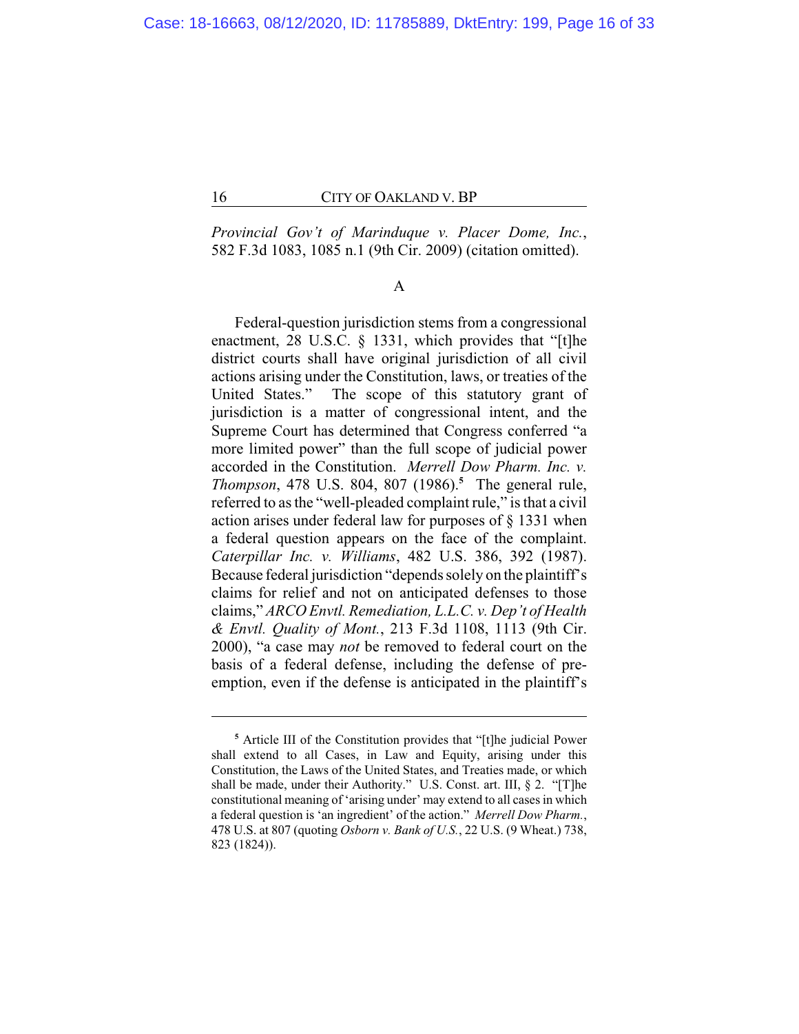*Provincial Gov't of Marinduque v. Placer Dome, Inc.*, 582 F.3d 1083, 1085 n.1 (9th Cir. 2009) (citation omitted).

A

Federal-question jurisdiction stems from a congressional enactment, 28 U.S.C. § 1331, which provides that "[t]he district courts shall have original jurisdiction of all civil actions arising under the Constitution, laws, or treaties of the United States." The scope of this statutory grant of jurisdiction is a matter of congressional intent, and the Supreme Court has determined that Congress conferred "a more limited power" than the full scope of judicial power accorded in the Constitution. *Merrell Dow Pharm. Inc. v. Thompson*, 478 U.S. 804, 807 (1986).[5] The general rule, referred to as the "well-pleaded complaint rule," is that a civil action arises under federal law for purposes of § 1331 when a federal question appears on the face of the complaint. *Caterpillar Inc. v. Williams*, 482 U.S. 386, 392 (1987). Because federal jurisdiction "depends solely on the plaintiff's claims for relief and not on anticipated defenses to those claims," *ARCO Envtl. Remediation, L.L.C. v. Dep't of Health & Envtl. Quality of Mont.*, 213 F.3d 1108, 1113 (9th Cir. 2000), "a case may *not* be removed to federal court on the basis of a federal defense, including the defense of pre-emption, even if the defense is anticipated in the plaintiff's

---

[5] Article III of the Constitution provides that "[t]he judicial Power shall extend to all Cases, in Law and Equity, arising under this Constitution, the Laws of the United States, and Treaties made, or which shall be made, under their Authority." U.S. Const. art. III, § 2. "[T]he constitutional meaning of 'arising under' may extend to all cases in which a federal question is 'an ingredient' of the action." *Merrell Dow Pharm.*, 478 U.S. at 807 (quoting *Osborn v. Bank of U.S.*, 22 U.S. (9 Wheat.) 738, 823 (1824)).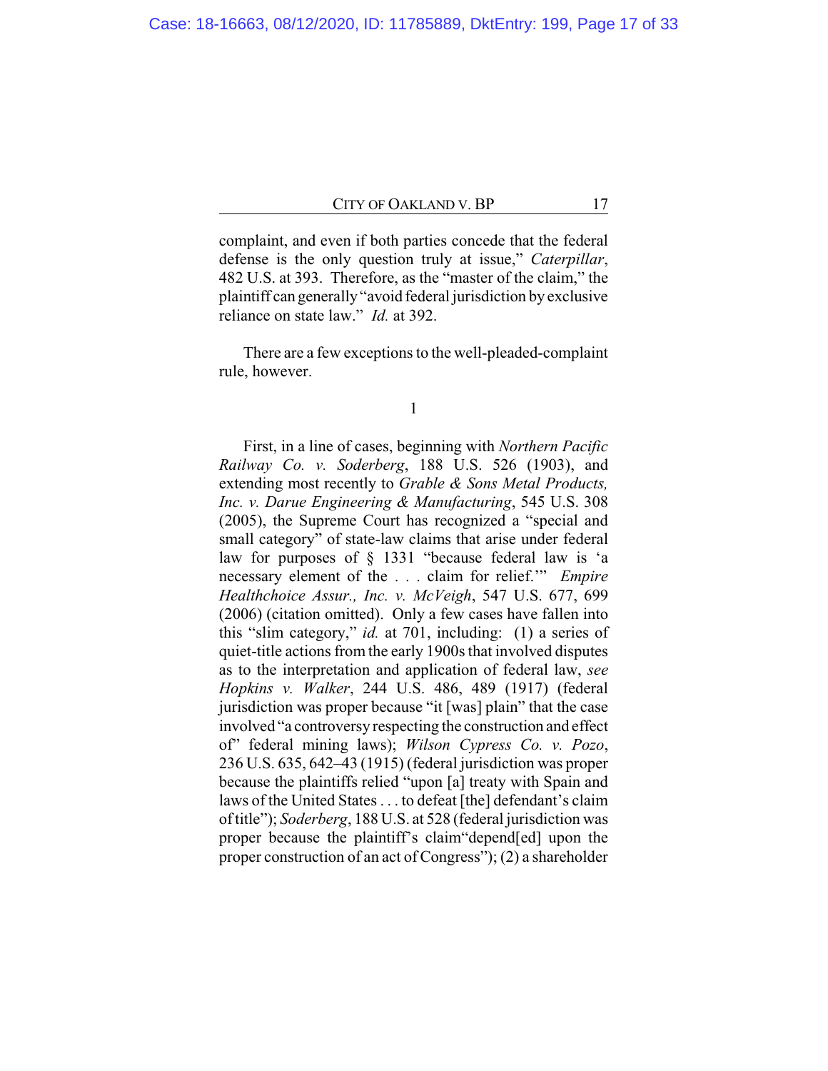complaint, and even if both parties concede that the federal defense is the only question truly at issue," *Caterpillar*, 482 U.S. at 393. Therefore, as the "master of the claim," the plaintiff can generally "avoid federal jurisdiction by exclusive reliance on state law." *Id.* at 392.

There are a few exceptions to the well-pleaded-complaint rule, however.

1

First, in a line of cases, beginning with *Northern Pacific Railway Co. v. Soderberg*, 188 U.S. 526 (1903), and extending most recently to *Grable & Sons Metal Products, Inc. v. Darue Engineering & Manufacturing*, 545 U.S. 308 (2005), the Supreme Court has recognized a "special and small category" of state-law claims that arise under federal law for purposes of § 1331 "because federal law is 'a necessary element of the . . . claim for relief.'" *Empire Healthchoice Assur., Inc. v. McVeigh*, 547 U.S. 677, 699 (2006) (citation omitted). Only a few cases have fallen into this "slim category," *id.* at 701, including: (1) a series of quiet-title actions from the early 1900s that involved disputes as to the interpretation and application of federal law, *see Hopkins v. Walker*, 244 U.S. 486, 489 (1917) (federal jurisdiction was proper because "it [was] plain" that the case involved "a controversy respecting the construction and effect of" federal mining laws); *Wilson Cypress Co. v. Pozo*, 236 U.S. 635, 642–43 (1915) (federal jurisdiction was proper because the plaintiffs relied "upon [a] treaty with Spain and laws of the United States . . . to defeat [the] defendant's claim of title"); *Soderberg*, 188 U.S. at 528 (federal jurisdiction was proper because the plaintiff's claim"depend[ed] upon the proper construction of an act of Congress"); (2) a shareholder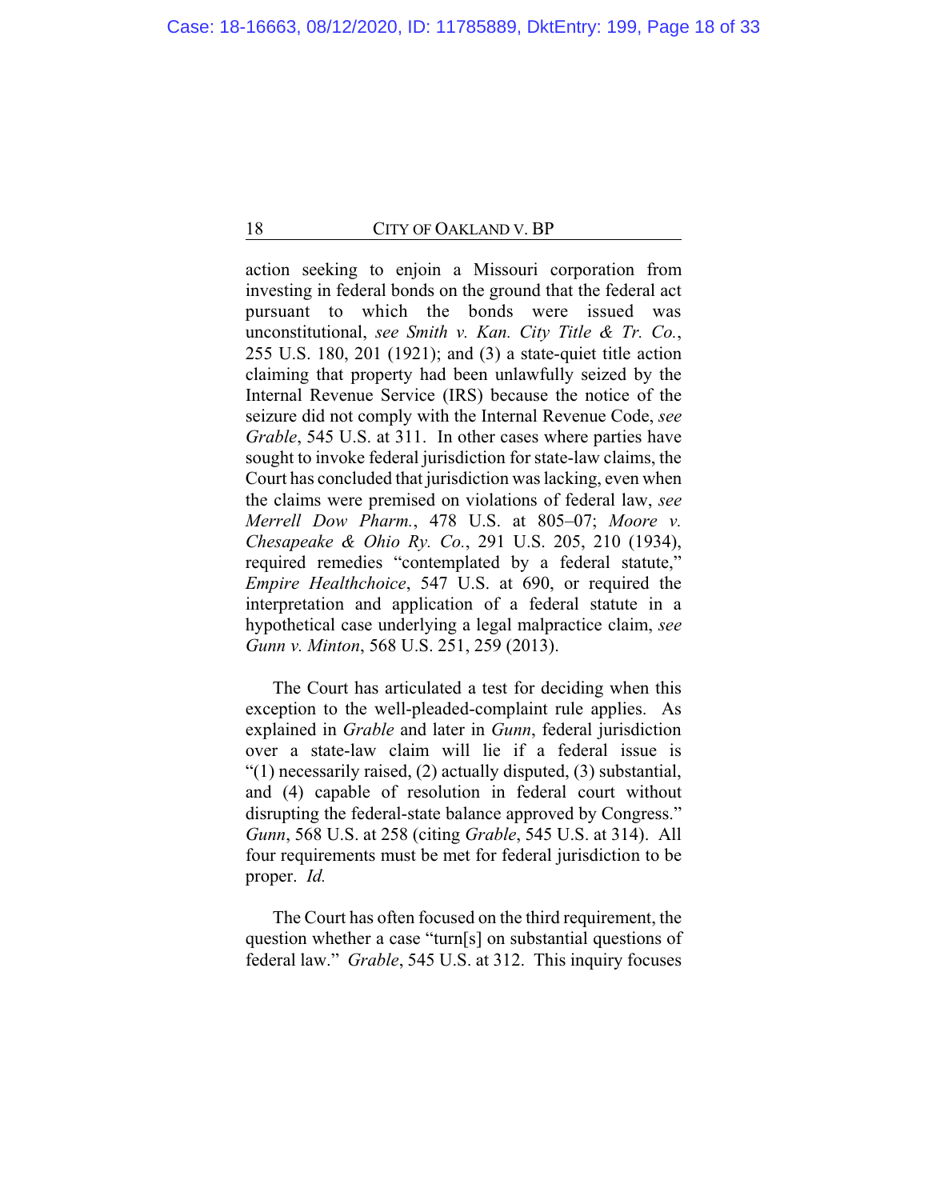action seeking to enjoin a Missouri corporation from investing in federal bonds on the ground that the federal act pursuant to which the bonds were issued was unconstitutional, *see Smith v. Kan. City Title & Tr. Co.*, 255 U.S. 180, 201 (1921); and (3) a state-quiet title action claiming that property had been unlawfully seized by the Internal Revenue Service (IRS) because the notice of the seizure did not comply with the Internal Revenue Code, *see Grable*, 545 U.S. at 311. In other cases where parties have sought to invoke federal jurisdiction for state-law claims, the Court has concluded that jurisdiction was lacking, even when the claims were premised on violations of federal law, *see Merrell Dow Pharm.*, 478 U.S. at 805–07; *Moore v. Chesapeake & Ohio Ry. Co.*, 291 U.S. 205, 210 (1934), required remedies "contemplated by a federal statute," *Empire Healthchoice*, 547 U.S. at 690, or required the interpretation and application of a federal statute in a hypothetical case underlying a legal malpractice claim, *see Gunn v. Minton*, 568 U.S. 251, 259 (2013).

The Court has articulated a test for deciding when this exception to the well-pleaded-complaint rule applies. As explained in *Grable* and later in *Gunn*, federal jurisdiction over a state-law claim will lie if a federal issue is "(1) necessarily raised, (2) actually disputed, (3) substantial, and (4) capable of resolution in federal court without disrupting the federal-state balance approved by Congress." *Gunn*, 568 U.S. at 258 (citing *Grable*, 545 U.S. at 314). All four requirements must be met for federal jurisdiction to be proper. *Id.*

The Court has often focused on the third requirement, the question whether a case "turn[s] on substantial questions of federal law." *Grable*, 545 U.S. at 312. This inquiry focuses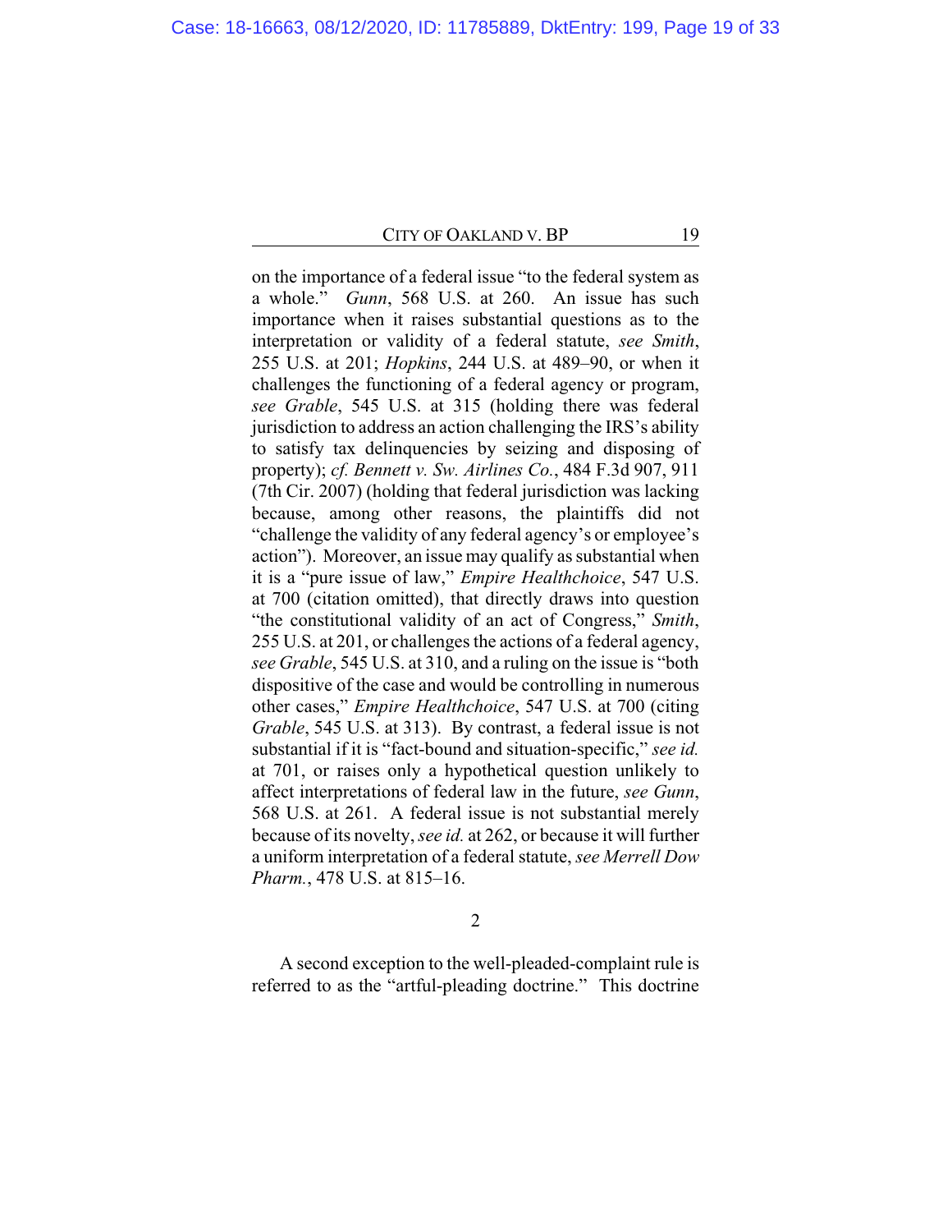on the importance of a federal issue "to the federal system as a whole." *Gunn*, 568 U.S. at 260. An issue has such importance when it raises substantial questions as to the interpretation or validity of a federal statute, *see Smith*, 255 U.S. at 201; *Hopkins*, 244 U.S. at 489–90, or when it challenges the functioning of a federal agency or program, *see Grable*, 545 U.S. at 315 (holding there was federal jurisdiction to address an action challenging the IRS's ability to satisfy tax delinquencies by seizing and disposing of property); *cf. Bennett v. Sw. Airlines Co.*, 484 F.3d 907, 911 (7th Cir. 2007) (holding that federal jurisdiction was lacking because, among other reasons, the plaintiffs did not "challenge the validity of any federal agency's or employee's action"). Moreover, an issue may qualify as substantial when it is a "pure issue of law," *Empire Healthchoice*, 547 U.S. at 700 (citation omitted), that directly draws into question "the constitutional validity of an act of Congress," *Smith*, 255 U.S. at 201, or challenges the actions of a federal agency, *see Grable*, 545 U.S. at 310, and a ruling on the issue is "both dispositive of the case and would be controlling in numerous other cases," *Empire Healthchoice*, 547 U.S. at 700 (citing *Grable*, 545 U.S. at 313). By contrast, a federal issue is not substantial if it is "fact-bound and situation-specific," *see id.* at 701, or raises only a hypothetical question unlikely to affect interpretations of federal law in the future, *see Gunn*, 568 U.S. at 261. A federal issue is not substantial merely because of its novelty, *see id.* at 262, or because it will further a uniform interpretation of a federal statute, *see Merrell Dow Pharm.*, 478 U.S. at 815–16.

2

A second exception to the well-pleaded-complaint rule is referred to as the "artful-pleading doctrine." This doctrine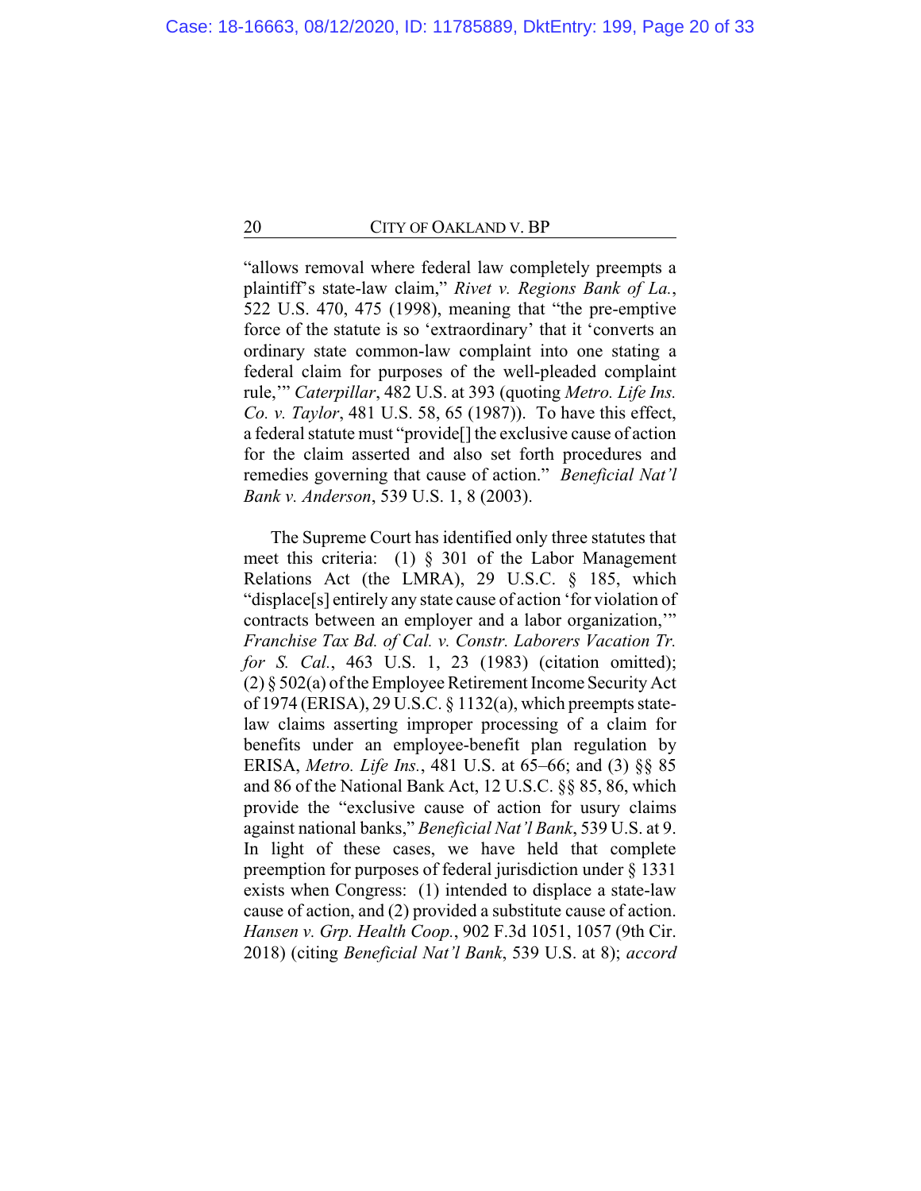"allows removal where federal law completely preempts a plaintiff's state-law claim," *Rivet v. Regions Bank of La.*, 522 U.S. 470, 475 (1998), meaning that "the pre-emptive force of the statute is so 'extraordinary' that it 'converts an ordinary state common-law complaint into one stating a federal claim for purposes of the well-pleaded complaint rule,'" *Caterpillar*, 482 U.S. at 393 (quoting *Metro. Life Ins. Co. v. Taylor*, 481 U.S. 58, 65 (1987)). To have this effect, a federal statute must "provide[] the exclusive cause of action for the claim asserted and also set forth procedures and remedies governing that cause of action." *Beneficial Nat'l Bank v. Anderson*, 539 U.S. 1, 8 (2003).

The Supreme Court has identified only three statutes that meet this criteria: (1) § 301 of the Labor Management Relations Act (the LMRA), 29 U.S.C. § 185, which "displace[s] entirely any state cause of action 'for violation of contracts between an employer and a labor organization,'" *Franchise Tax Bd. of Cal. v. Constr. Laborers Vacation Tr. for S. Cal.*, 463 U.S. 1, 23 (1983) (citation omitted); (2) § 502(a) of the Employee Retirement Income Security Act of 1974 (ERISA), 29 U.S.C. § 1132(a), which preempts state-law claims asserting improper processing of a claim for benefits under an employee-benefit plan regulation by ERISA, *Metro. Life Ins.*, 481 U.S. at 65–66; and (3) §§ 85 and 86 of the National Bank Act, 12 U.S.C. §§ 85, 86, which provide the "exclusive cause of action for usury claims against national banks," *Beneficial Nat'l Bank*, 539 U.S. at 9. In light of these cases, we have held that complete preemption for purposes of federal jurisdiction under § 1331 exists when Congress: (1) intended to displace a state-law cause of action, and (2) provided a substitute cause of action. *Hansen v. Grp. Health Coop.*, 902 F.3d 1051, 1057 (9th Cir. 2018) (citing *Beneficial Nat'l Bank*, 539 U.S. at 8); *accord*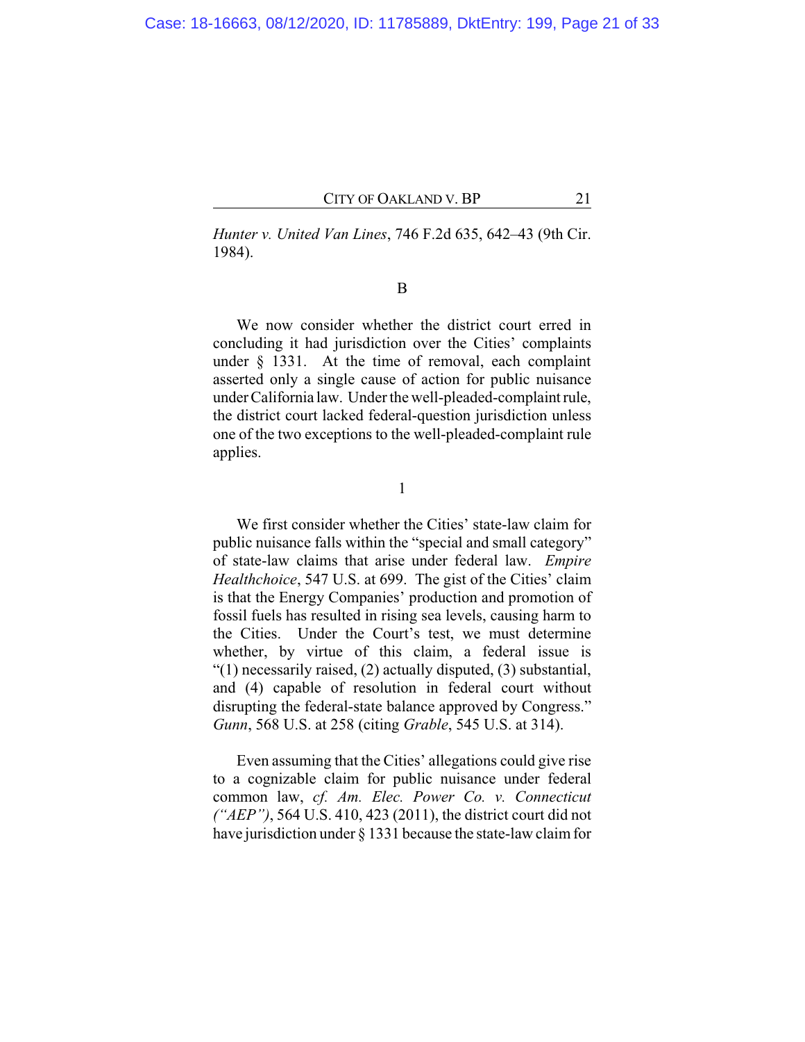*Hunter v. United Van Lines*, 746 F.2d 635, 642–43 (9th Cir. 1984).

B

We now consider whether the district court erred in concluding it had jurisdiction over the Cities' complaints under § 1331. At the time of removal, each complaint asserted only a single cause of action for public nuisance under California law. Under the well-pleaded-complaint rule, the district court lacked federal-question jurisdiction unless one of the two exceptions to the well-pleaded-complaint rule applies.

1

We first consider whether the Cities' state-law claim for public nuisance falls within the "special and small category" of state-law claims that arise under federal law. *Empire Healthchoice*, 547 U.S. at 699. The gist of the Cities' claim is that the Energy Companies' production and promotion of fossil fuels has resulted in rising sea levels, causing harm to the Cities. Under the Court's test, we must determine whether, by virtue of this claim, a federal issue is "(1) necessarily raised, (2) actually disputed, (3) substantial, and (4) capable of resolution in federal court without disrupting the federal-state balance approved by Congress." *Gunn*, 568 U.S. at 258 (citing *Grable*, 545 U.S. at 314).

Even assuming that the Cities' allegations could give rise to a cognizable claim for public nuisance under federal common law, *cf. Am. Elec. Power Co. v. Connecticut ("AEP")*, 564 U.S. 410, 423 (2011), the district court did not have jurisdiction under § 1331 because the state-law claim for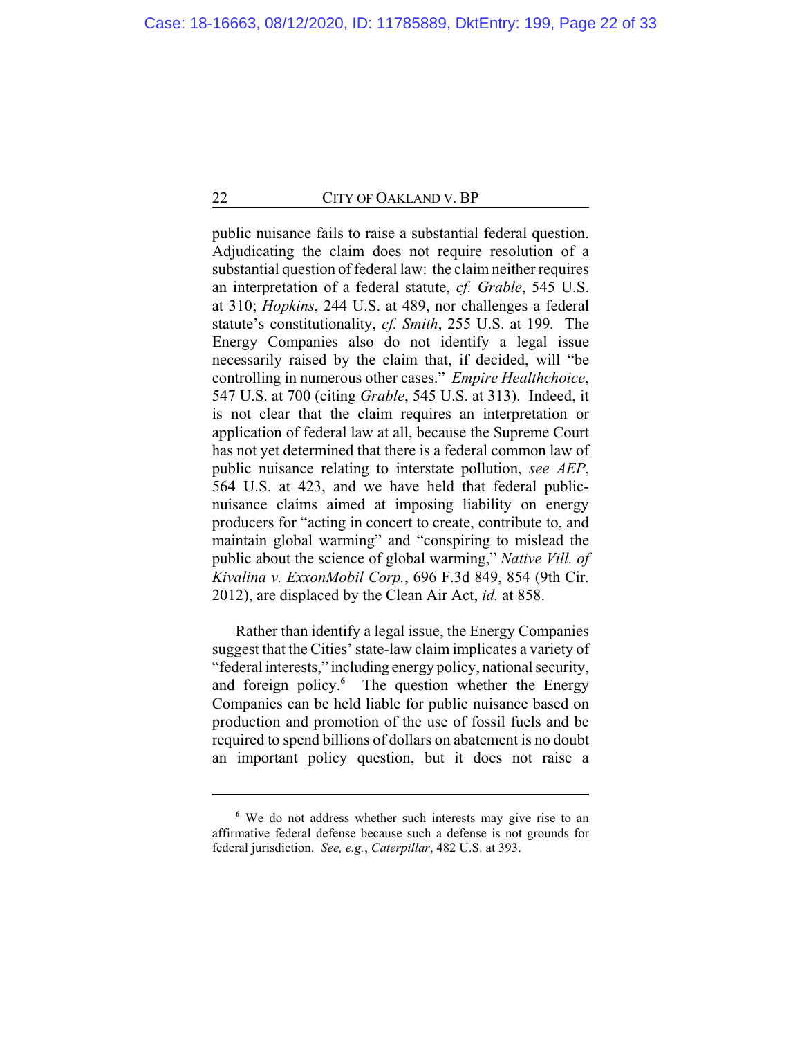public nuisance fails to raise a substantial federal question. Adjudicating the claim does not require resolution of a substantial question of federal law: the claim neither requires an interpretation of a federal statute, *cf. Grable*, 545 U.S. at 310; *Hopkins*, 244 U.S. at 489, nor challenges a federal statute's constitutionality, *cf. Smith*, 255 U.S. at 199. The Energy Companies also do not identify a legal issue necessarily raised by the claim that, if decided, will "be controlling in numerous other cases." *Empire Healthchoice*, 547 U.S. at 700 (citing *Grable*, 545 U.S. at 313). Indeed, it is not clear that the claim requires an interpretation or application of federal law at all, because the Supreme Court has not yet determined that there is a federal common law of public nuisance relating to interstate pollution, *see AEP*, 564 U.S. at 423, and we have held that federal public-nuisance claims aimed at imposing liability on energy producers for "acting in concert to create, contribute to, and maintain global warming" and "conspiring to mislead the public about the science of global warming," *Native Vill. of Kivalina v. ExxonMobil Corp.*, 696 F.3d 849, 854 (9th Cir. 2012), are displaced by the Clean Air Act, *id.* at 858.

Rather than identify a legal issue, the Energy Companies suggest that the Cities' state-law claim implicates a variety of "federal interests," including energy policy, national security, and foreign policy.[6] The question whether the Energy Companies can be held liable for public nuisance based on production and promotion of the use of fossil fuels and be required to spend billions of dollars on abatement is no doubt an important policy question, but it does not raise a

---

[6] We do not address whether such interests may give rise to an affirmative federal defense because such a defense is not grounds for federal jurisdiction. *See, e.g.*, *Caterpillar*, 482 U.S. at 393.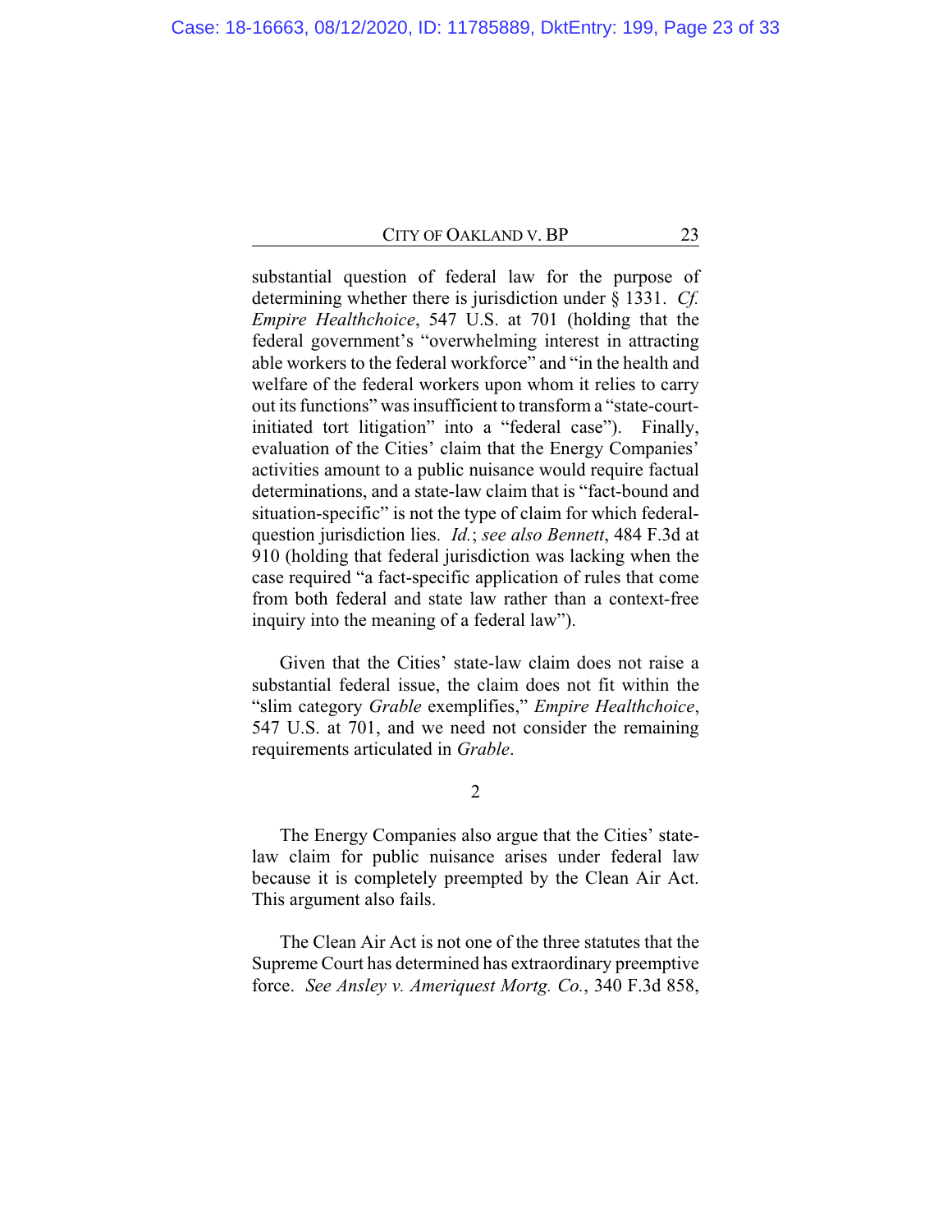substantial question of federal law for the purpose of determining whether there is jurisdiction under § 1331. *Cf. Empire Healthchoice*, 547 U.S. at 701 (holding that the federal government's "overwhelming interest in attracting able workers to the federal workforce" and "in the health and welfare of the federal workers upon whom it relies to carry out its functions" was insufficient to transform a "state-court-initiated tort litigation" into a "federal case"). Finally, evaluation of the Cities' claim that the Energy Companies' activities amount to a public nuisance would require factual determinations, and a state-law claim that is "fact-bound and situation-specific" is not the type of claim for which federal-question jurisdiction lies. *Id.*; *see also Bennett*, 484 F.3d at 910 (holding that federal jurisdiction was lacking when the case required "a fact-specific application of rules that come from both federal and state law rather than a context-free inquiry into the meaning of a federal law").

Given that the Cities' state-law claim does not raise a substantial federal issue, the claim does not fit within the "slim category *Grable* exemplifies," *Empire Healthchoice*, 547 U.S. at 701, and we need not consider the remaining requirements articulated in *Grable*.

2

The Energy Companies also argue that the Cities' state-law claim for public nuisance arises under federal law because it is completely preempted by the Clean Air Act. This argument also fails.

The Clean Air Act is not one of the three statutes that the Supreme Court has determined has extraordinary preemptive force. *See Ansley v. Ameriquest Mortg. Co.*, 340 F.3d 858,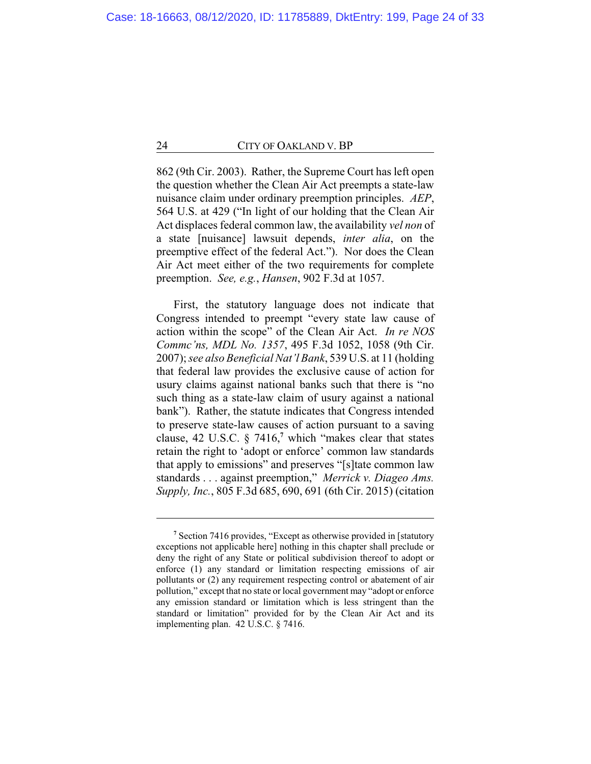862 (9th Cir. 2003). Rather, the Supreme Court has left open the question whether the Clean Air Act preempts a state-law nuisance claim under ordinary preemption principles. *AEP*, 564 U.S. at 429 ("In light of our holding that the Clean Air Act displaces federal common law, the availability *vel non* of a state [nuisance] lawsuit depends, *inter alia*, on the preemptive effect of the federal Act."). Nor does the Clean Air Act meet either of the two requirements for complete preemption. *See, e.g.*, *Hansen*, 902 F.3d at 1057.

First, the statutory language does not indicate that Congress intended to preempt "every state law cause of action within the scope" of the Clean Air Act. *In re NOS Commc'ns, MDL No. 1357*, 495 F.3d 1052, 1058 (9th Cir. 2007); *see also Beneficial Nat'l Bank*, 539 U.S. at 11 (holding that federal law provides the exclusive cause of action for usury claims against national banks such that there is "no such thing as a state-law claim of usury against a national bank"). Rather, the statute indicates that Congress intended to preserve state-law causes of action pursuant to a saving clause, 42 U.S.C. § 7416,[7] which "makes clear that states retain the right to 'adopt or enforce' common law standards that apply to emissions" and preserves "[s]tate common law standards . . . against preemption," *Merrick v. Diageo Ams. Supply, Inc.*, 805 F.3d 685, 690, 691 (6th Cir. 2015) (citation

---

[7] Section 7416 provides, "Except as otherwise provided in [statutory exceptions not applicable here] nothing in this chapter shall preclude or deny the right of any State or political subdivision thereof to adopt or enforce (1) any standard or limitation respecting emissions of air pollutants or (2) any requirement respecting control or abatement of air pollution," except that no state or local government may "adopt or enforce any emission standard or limitation which is less stringent than the standard or limitation" provided for by the Clean Air Act and its implementing plan. 42 U.S.C. § 7416.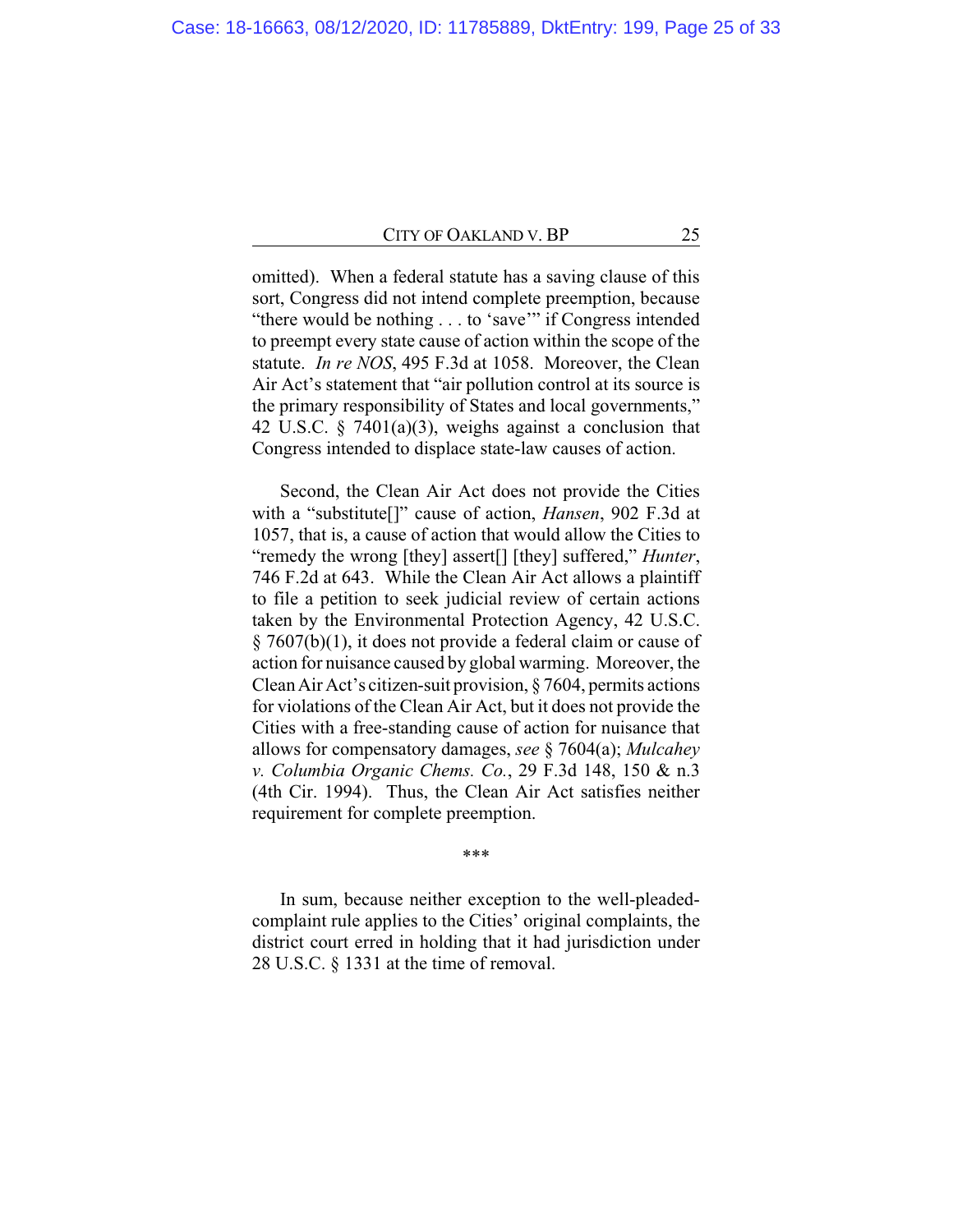omitted). When a federal statute has a saving clause of this sort, Congress did not intend complete preemption, because "there would be nothing . . . to 'save'" if Congress intended to preempt every state cause of action within the scope of the statute. *In re NOS*, 495 F.3d at 1058. Moreover, the Clean Air Act's statement that "air pollution control at its source is the primary responsibility of States and local governments," 42 U.S.C. § 7401(a)(3), weighs against a conclusion that Congress intended to displace state-law causes of action.

Second, the Clean Air Act does not provide the Cities with a "substitute[]" cause of action, *Hansen*, 902 F.3d at 1057, that is, a cause of action that would allow the Cities to "remedy the wrong [they] assert[] [they] suffered," *Hunter*, 746 F.2d at 643. While the Clean Air Act allows a plaintiff to file a petition to seek judicial review of certain actions taken by the Environmental Protection Agency, 42 U.S.C. § 7607(b)(1), it does not provide a federal claim or cause of action for nuisance caused by global warming. Moreover, the Clean Air Act's citizen-suit provision, § 7604, permits actions for violations of the Clean Air Act, but it does not provide the Cities with a free-standing cause of action for nuisance that allows for compensatory damages, *see* § 7604(a); *Mulcahey v. Columbia Organic Chems. Co.*, 29 F.3d 148, 150 & n.3 (4th Cir. 1994). Thus, the Clean Air Act satisfies neither requirement for complete preemption.

\*\*\*

In sum, because neither exception to the well-pleaded-complaint rule applies to the Cities' original complaints, the district court erred in holding that it had jurisdiction under 28 U.S.C. § 1331 at the time of removal.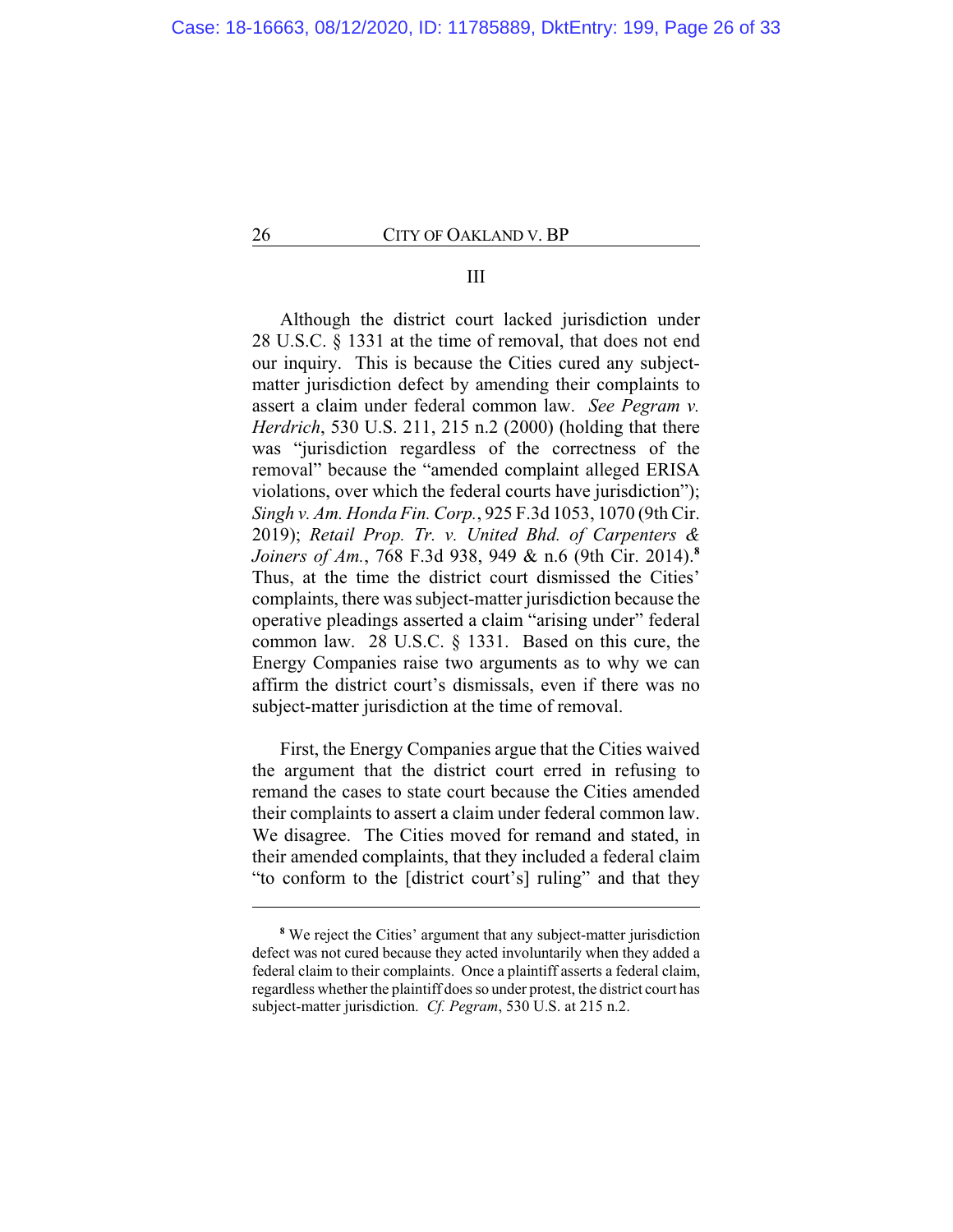III

Although the district court lacked jurisdiction under 28 U.S.C. § 1331 at the time of removal, that does not end our inquiry. This is because the Cities cured any subject-matter jurisdiction defect by amending their complaints to assert a claim under federal common law. *See Pegram v. Herdrich*, 530 U.S. 211, 215 n.2 (2000) (holding that there was "jurisdiction regardless of the correctness of the removal" because the "amended complaint alleged ERISA violations, over which the federal courts have jurisdiction"); *Singh v. Am. Honda Fin. Corp.*, 925 F.3d 1053, 1070 (9th Cir. 2019); *Retail Prop. Tr. v. United Bhd. of Carpenters & Joiners of Am.*, 768 F.3d 938, 949 & n.6 (9th Cir. 2014).[8] Thus, at the time the district court dismissed the Cities' complaints, there was subject-matter jurisdiction because the operative pleadings asserted a claim "arising under" federal common law. 28 U.S.C. § 1331. Based on this cure, the Energy Companies raise two arguments as to why we can affirm the district court's dismissals, even if there was no subject-matter jurisdiction at the time of removal.

First, the Energy Companies argue that the Cities waived the argument that the district court erred in refusing to remand the cases to state court because the Cities amended their complaints to assert a claim under federal common law. We disagree. The Cities moved for remand and stated, in their amended complaints, that they included a federal claim "to conform to the [district court's] ruling" and that they

---

[8] We reject the Cities' argument that any subject-matter jurisdiction defect was not cured because they acted involuntarily when they added a federal claim to their complaints. Once a plaintiff asserts a federal claim, regardless whether the plaintiff does so under protest, the district court has subject-matter jurisdiction. *Cf. Pegram*, 530 U.S. at 215 n.2.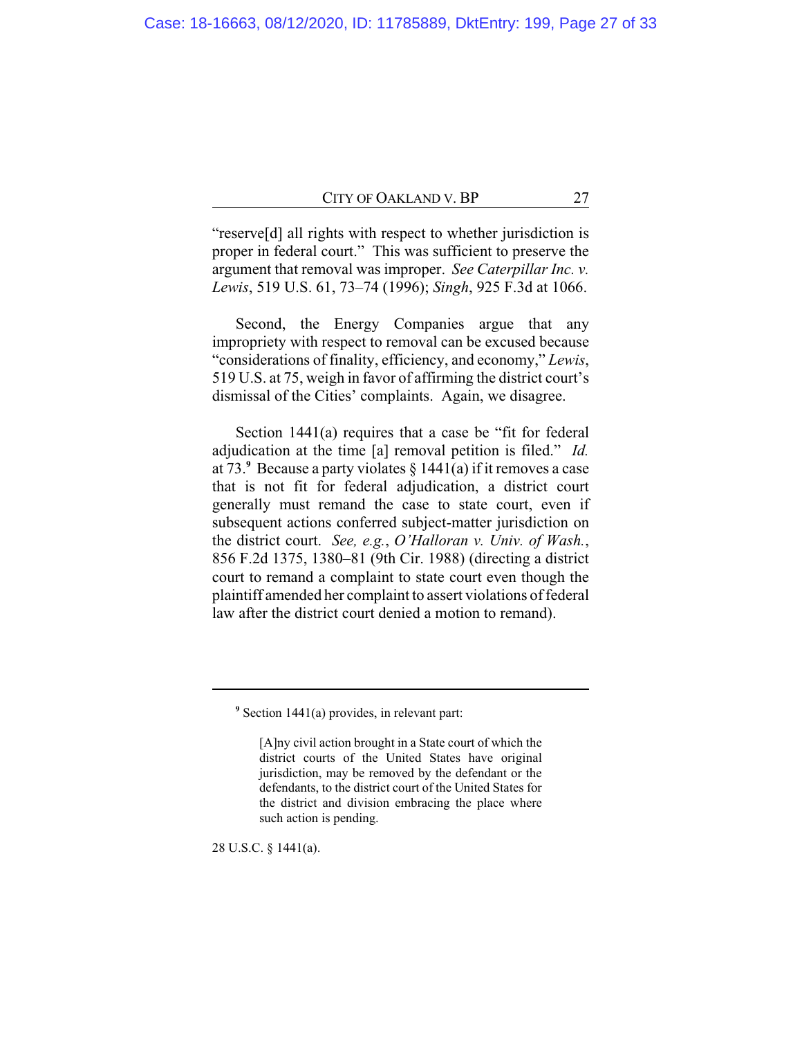"reserve[d] all rights with respect to whether jurisdiction is proper in federal court." This was sufficient to preserve the argument that removal was improper. *See Caterpillar Inc. v. Lewis*, 519 U.S. 61, 73–74 (1996); *Singh*, 925 F.3d at 1066.

Second, the Energy Companies argue that any impropriety with respect to removal can be excused because "considerations of finality, efficiency, and economy," *Lewis*, 519 U.S. at 75, weigh in favor of affirming the district court's dismissal of the Cities' complaints. Again, we disagree.

Section 1441(a) requires that a case be "fit for federal adjudication at the time [a] removal petition is filed." *Id.* at 73.[9] Because a party violates § 1441(a) if it removes a case that is not fit for federal adjudication, a district court generally must remand the case to state court, even if subsequent actions conferred subject-matter jurisdiction on the district court. *See, e.g.*, *O'Halloran v. Univ. of Wash.*, 856 F.2d 1375, 1380–81 (9th Cir. 1988) (directing a district court to remand a complaint to state court even though the plaintiff amended her complaint to assert violations of federal law after the district court denied a motion to remand).

---

[9] Section 1441(a) provides, in relevant part:

> [A]ny civil action brought in a State court of which the district courts of the United States have original jurisdiction, may be removed by the defendant or the defendants, to the district court of the United States for the district and division embracing the place where such action is pending.

28 U.S.C. § 1441(a).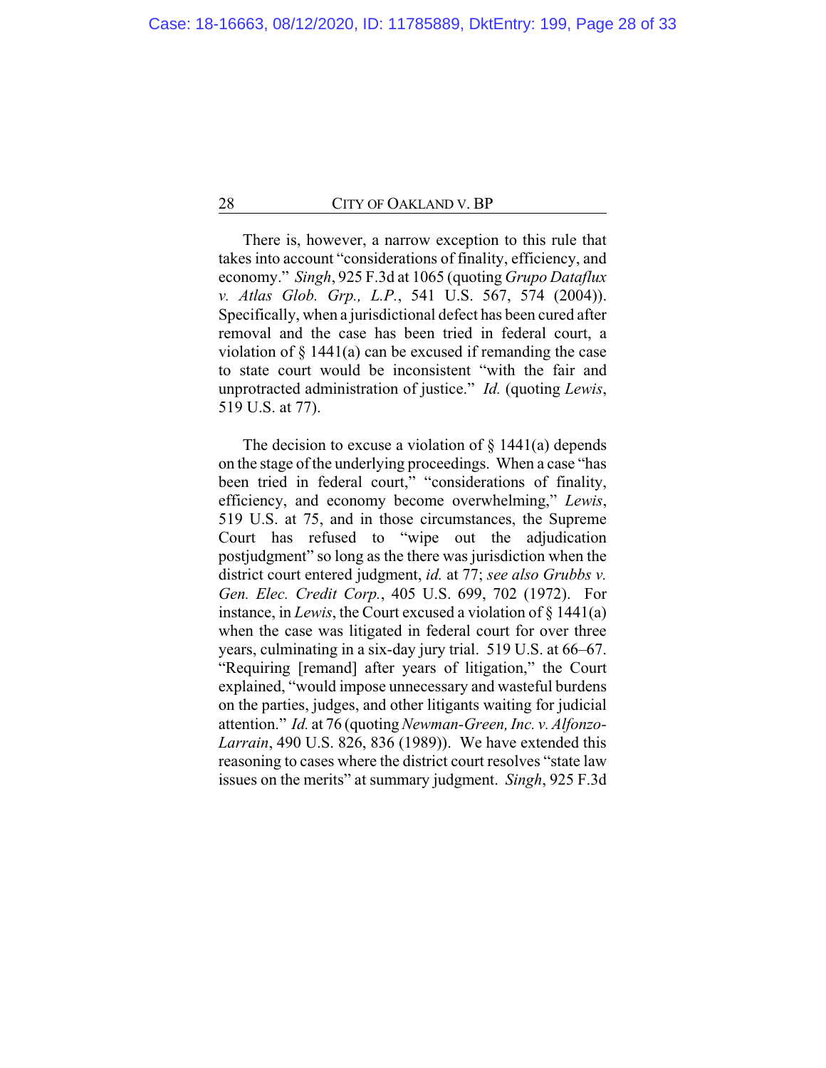There is, however, a narrow exception to this rule that takes into account "considerations of finality, efficiency, and economy." *Singh*, 925 F.3d at 1065 (quoting *Grupo Dataflux v. Atlas Glob. Grp., L.P.*, 541 U.S. 567, 574 (2004)). Specifically, when a jurisdictional defect has been cured after removal and the case has been tried in federal court, a violation of § 1441(a) can be excused if remanding the case to state court would be inconsistent "with the fair and unprotracted administration of justice." *Id.* (quoting *Lewis*, 519 U.S. at 77).

The decision to excuse a violation of § 1441(a) depends on the stage of the underlying proceedings. When a case "has been tried in federal court," "considerations of finality, efficiency, and economy become overwhelming," *Lewis*, 519 U.S. at 75, and in those circumstances, the Supreme Court has refused to "wipe out the adjudication postjudgment" so long as the there was jurisdiction when the district court entered judgment, *id.* at 77; *see also Grubbs v. Gen. Elec. Credit Corp.*, 405 U.S. 699, 702 (1972). For instance, in *Lewis*, the Court excused a violation of § 1441(a) when the case was litigated in federal court for over three years, culminating in a six-day jury trial. 519 U.S. at 66–67. "Requiring [remand] after years of litigation," the Court explained, "would impose unnecessary and wasteful burdens on the parties, judges, and other litigants waiting for judicial attention." *Id.* at 76 (quoting *Newman-Green, Inc. v. Alfonzo-Larrain*, 490 U.S. 826, 836 (1989)). We have extended this reasoning to cases where the district court resolves "state law issues on the merits" at summary judgment. *Singh*, 925 F.3d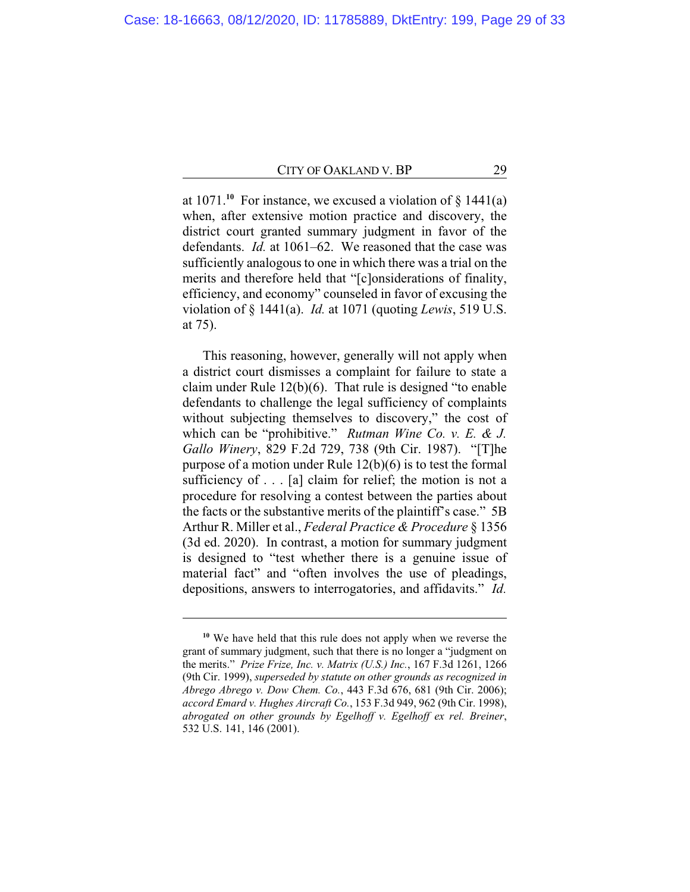at 1071.[10] For instance, we excused a violation of § 1441(a) when, after extensive motion practice and discovery, the district court granted summary judgment in favor of the defendants. *Id.* at 1061–62. We reasoned that the case was sufficiently analogous to one in which there was a trial on the merits and therefore held that "[c]onsiderations of finality, efficiency, and economy" counseled in favor of excusing the violation of § 1441(a). *Id.* at 1071 (quoting *Lewis*, 519 U.S. at 75).

This reasoning, however, generally will not apply when a district court dismisses a complaint for failure to state a claim under Rule 12(b)(6). That rule is designed "to enable defendants to challenge the legal sufficiency of complaints without subjecting themselves to discovery," the cost of which can be "prohibitive." *Rutman Wine Co. v. E. & J. Gallo Winery*, 829 F.2d 729, 738 (9th Cir. 1987). "[T]he purpose of a motion under Rule 12(b)(6) is to test the formal sufficiency of . . . [a] claim for relief; the motion is not a procedure for resolving a contest between the parties about the facts or the substantive merits of the plaintiff's case." 5B Arthur R. Miller et al., *Federal Practice & Procedure* § 1356 (3d ed. 2020). In contrast, a motion for summary judgment is designed to "test whether there is a genuine issue of material fact" and "often involves the use of pleadings, depositions, answers to interrogatories, and affidavits." *Id.*

---

[10] We have held that this rule does not apply when we reverse the grant of summary judgment, such that there is no longer a "judgment on the merits." *Prize Frize, Inc. v. Matrix (U.S.) Inc.*, 167 F.3d 1261, 1266 (9th Cir. 1999), *superseded by statute on other grounds as recognized in Abrego Abrego v. Dow Chem. Co.*, 443 F.3d 676, 681 (9th Cir. 2006); *accord Emard v. Hughes Aircraft Co.*, 153 F.3d 949, 962 (9th Cir. 1998), *abrogated on other grounds by Egelhoff v. Egelhoff ex rel. Breiner*, 532 U.S. 141, 146 (2001).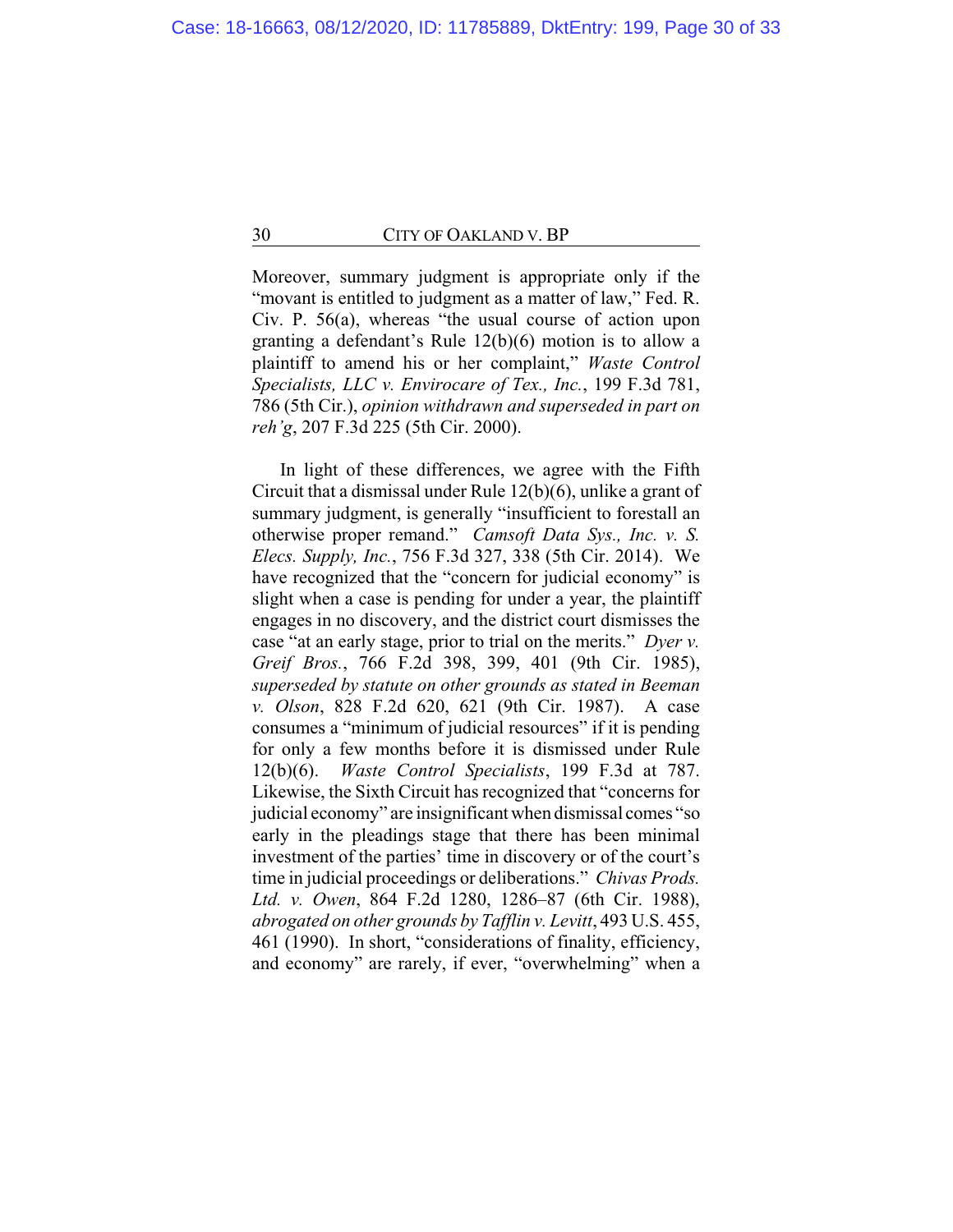Moreover, summary judgment is appropriate only if the "movant is entitled to judgment as a matter of law," Fed. R. Civ. P. 56(a), whereas "the usual course of action upon granting a defendant's Rule 12(b)(6) motion is to allow a plaintiff to amend his or her complaint," *Waste Control Specialists, LLC v. Envirocare of Tex., Inc.*, 199 F.3d 781, 786 (5th Cir.), *opinion withdrawn and superseded in part on reh'g*, 207 F.3d 225 (5th Cir. 2000).

In light of these differences, we agree with the Fifth Circuit that a dismissal under Rule 12(b)(6), unlike a grant of summary judgment, is generally "insufficient to forestall an otherwise proper remand." *Camsoft Data Sys., Inc. v. S. Elecs. Supply, Inc.*, 756 F.3d 327, 338 (5th Cir. 2014). We have recognized that the "concern for judicial economy" is slight when a case is pending for under a year, the plaintiff engages in no discovery, and the district court dismisses the case "at an early stage, prior to trial on the merits." *Dyer v. Greif Bros.*, 766 F.2d 398, 399, 401 (9th Cir. 1985), *superseded by statute on other grounds as stated in Beeman v. Olson*, 828 F.2d 620, 621 (9th Cir. 1987). A case consumes a "minimum of judicial resources" if it is pending for only a few months before it is dismissed under Rule 12(b)(6). *Waste Control Specialists*, 199 F.3d at 787. Likewise, the Sixth Circuit has recognized that "concerns for judicial economy" are insignificant when dismissal comes "so early in the pleadings stage that there has been minimal investment of the parties' time in discovery or of the court's time in judicial proceedings or deliberations." *Chivas Prods. Ltd. v. Owen*, 864 F.2d 1280, 1286–87 (6th Cir. 1988), *abrogated on other grounds by Tafflin v. Levitt*, 493 U.S. 455, 461 (1990). In short, "considerations of finality, efficiency, and economy" are rarely, if ever, "overwhelming" when a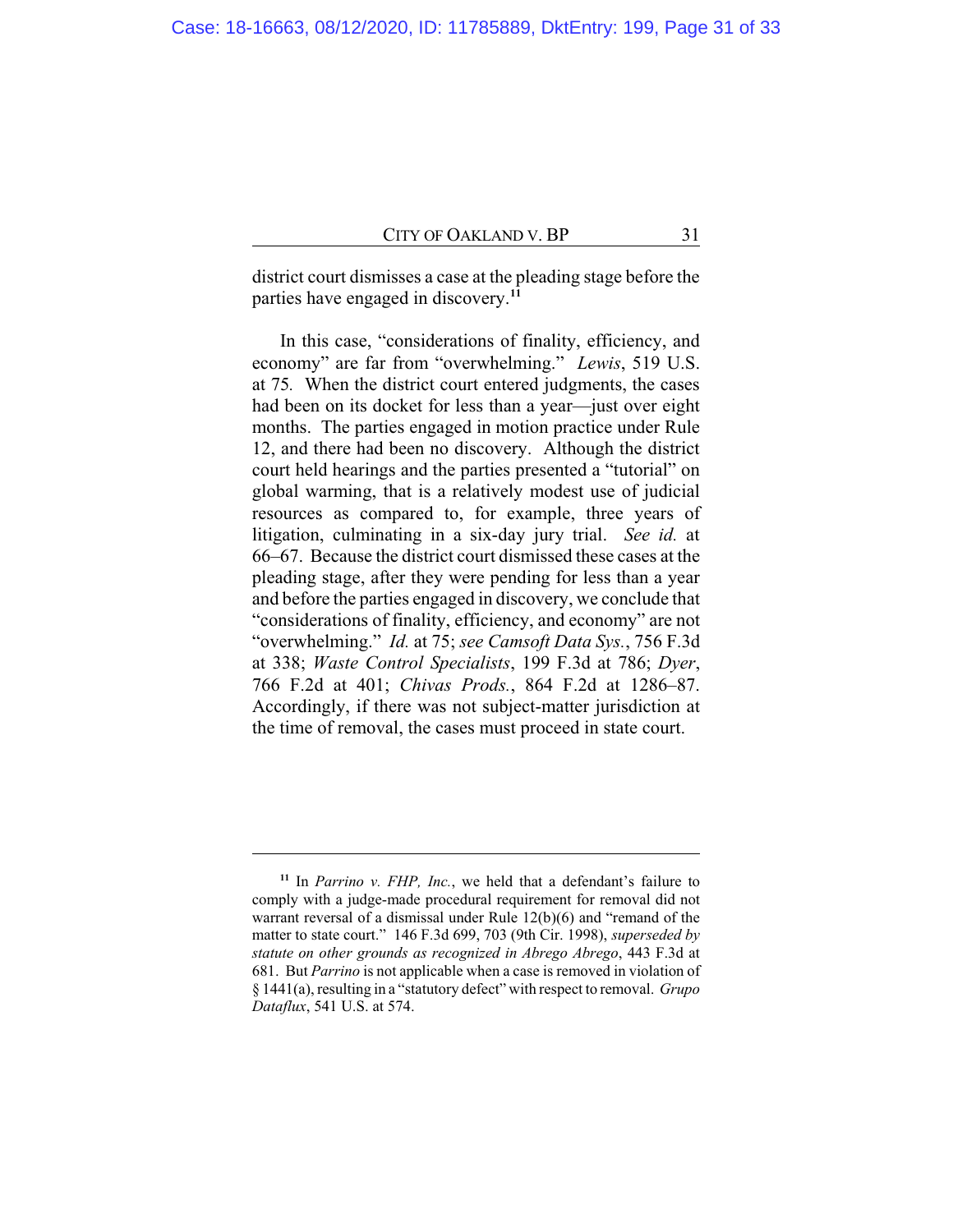district court dismisses a case at the pleading stage before the parties have engaged in discovery.[11]

In this case, "considerations of finality, efficiency, and economy" are far from "overwhelming." *Lewis*, 519 U.S. at 75*.* When the district court entered judgments, the cases had been on its docket for less than a year—just over eight months. The parties engaged in motion practice under Rule 12, and there had been no discovery. Although the district court held hearings and the parties presented a "tutorial" on global warming, that is a relatively modest use of judicial resources as compared to, for example, three years of litigation, culminating in a six-day jury trial. *See id.* at 66–67. Because the district court dismissed these cases at the pleading stage, after they were pending for less than a year and before the parties engaged in discovery, we conclude that "considerations of finality, efficiency, and economy" are not "overwhelming." *Id.* at 75; *see Camsoft Data Sys.*, 756 F.3d at 338; *Waste Control Specialists*, 199 F.3d at 786; *Dyer*, 766 F.2d at 401; *Chivas Prods.*, 864 F.2d at 1286–87. Accordingly, if there was not subject-matter jurisdiction at the time of removal, the cases must proceed in state court.

---

[11] In *Parrino v. FHP, Inc.*, we held that a defendant's failure to comply with a judge-made procedural requirement for removal did not warrant reversal of a dismissal under Rule 12(b)(6) and "remand of the matter to state court." 146 F.3d 699, 703 (9th Cir. 1998), *superseded by statute on other grounds as recognized in Abrego Abrego*, 443 F.3d at 681. But *Parrino* is not applicable when a case is removed in violation of § 1441(a), resulting in a "statutory defect" with respect to removal. *Grupo Dataflux*, 541 U.S. at 574.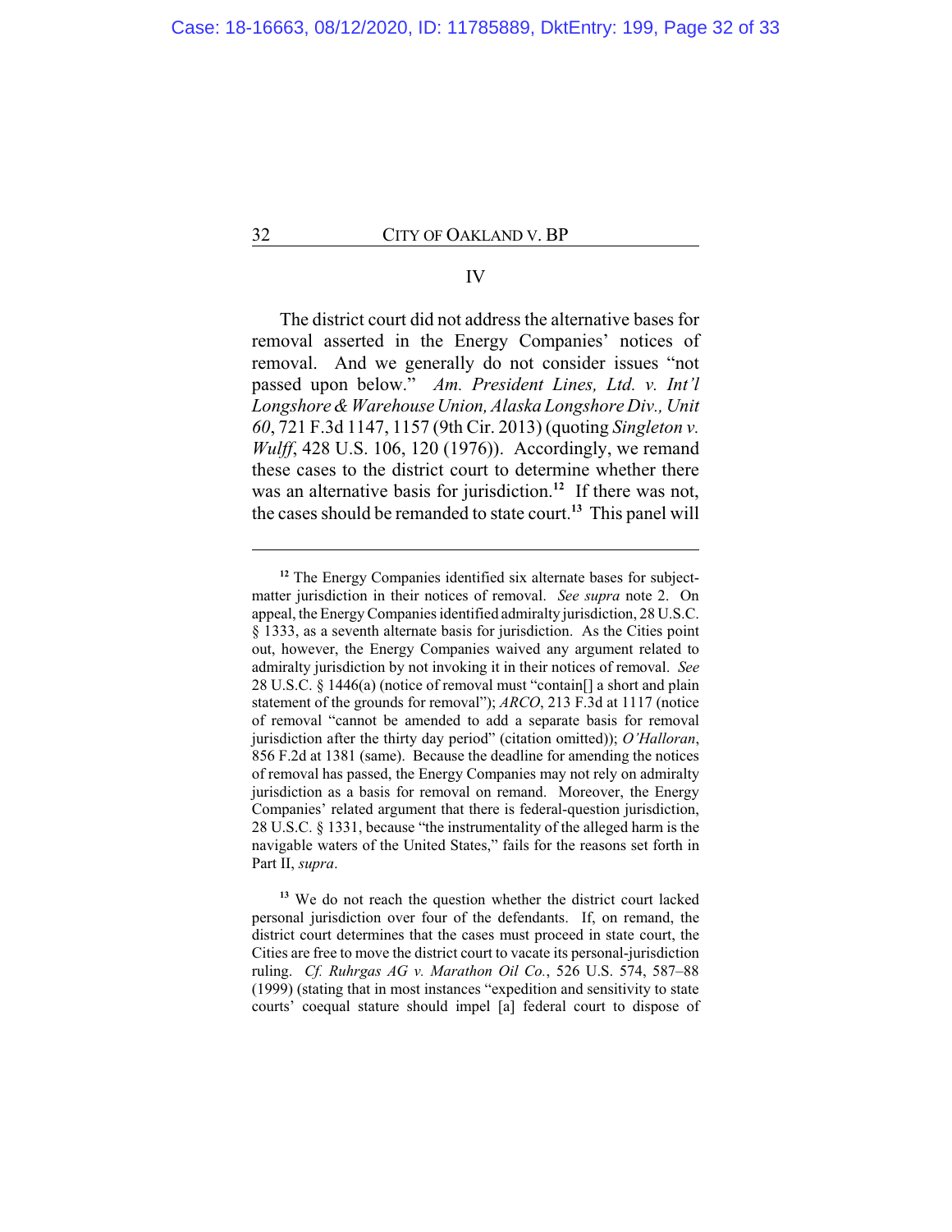## IV

The district court did not address the alternative bases for removal asserted in the Energy Companies' notices of removal. And we generally do not consider issues "not passed upon below." *Am. President Lines, Ltd. v. Int'l Longshore & Warehouse Union, Alaska Longshore Div., Unit 60*, 721 F.3d 1147, 1157 (9th Cir. 2013) (quoting *Singleton v. Wulff*, 428 U.S. 106, 120 (1976)). Accordingly, we remand these cases to the district court to determine whether there was an alternative basis for jurisdiction.[12] If there was not, the cases should be remanded to state court.[13] This panel will

---

[12] The Energy Companies identified six alternate bases for subject-matter jurisdiction in their notices of removal. *See supra* note 2. On appeal, the Energy Companies identified admiralty jurisdiction, 28 U.S.C. § 1333, as a seventh alternate basis for jurisdiction. As the Cities point out, however, the Energy Companies waived any argument related to admiralty jurisdiction by not invoking it in their notices of removal. *See* 28 U.S.C. § 1446(a) (notice of removal must "contain[] a short and plain statement of the grounds for removal"); *ARCO*, 213 F.3d at 1117 (notice of removal "cannot be amended to add a separate basis for removal jurisdiction after the thirty day period" (citation omitted)); *O'Halloran*, 856 F.2d at 1381 (same). Because the deadline for amending the notices of removal has passed, the Energy Companies may not rely on admiralty jurisdiction as a basis for removal on remand. Moreover, the Energy Companies' related argument that there is federal-question jurisdiction, 28 U.S.C. § 1331, because "the instrumentality of the alleged harm is the navigable waters of the United States," fails for the reasons set forth in Part II, *supra*.

[13] We do not reach the question whether the district court lacked personal jurisdiction over four of the defendants. If, on remand, the district court determines that the cases must proceed in state court, the Cities are free to move the district court to vacate its personal-jurisdiction ruling. *Cf. Ruhrgas AG v. Marathon Oil Co.*, 526 U.S. 574, 587–88 (1999) (stating that in most instances "expedition and sensitivity to state courts' coequal stature should impel [a] federal court to dispose of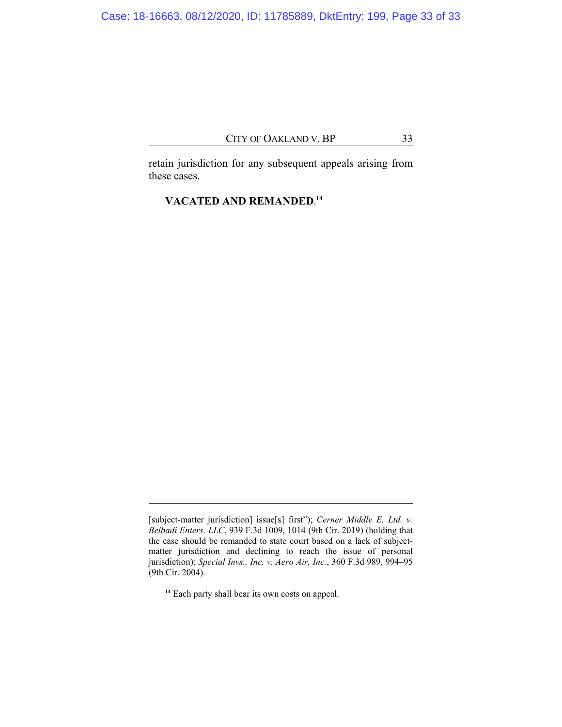retain jurisdiction for any subsequent appeals arising from these cases.

**VACATED AND REMANDED**.[14]

---

[subject-matter jurisdiction] issue[s] first"); *Cerner Middle E. Ltd. v. Belbadi Enters. LLC*, 939 F.3d 1009, 1014 (9th Cir. 2019) (holding that the case should be remanded to state court based on a lack of subject-matter jurisdiction and declining to reach the issue of personal jurisdiction); *Special Invs., Inc. v. Aero Air, Inc.*, 360 F.3d 989, 994–95 (9th Cir. 2004).

[14] Each party shall bear its own costs on appeal.